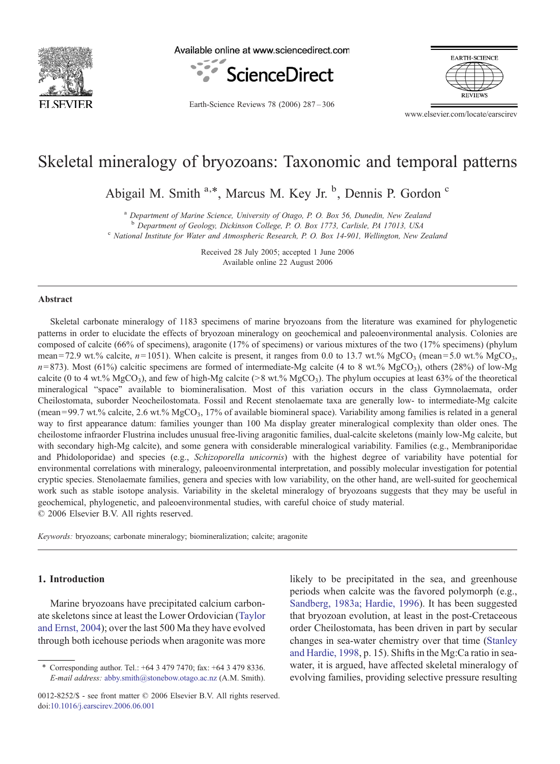# Skeletal mineralogy of bryozoans: Taxonomic and temporal patterns

Abigail M. Smith [a,*], Marcus M. Key Jr. [b], Dennis P. Gordon [c]

[a] *Department of Marine Science, University of Otago, P. O. Box 56, Dunedin, New Zealand*
[b] *Department of Geology, Dickinson College, P. O. Box 1773, Carlisle, PA 17013, USA*
[c] *National Institute for Water and Atmospheric Research, P. O. Box 14-901, Wellington, New Zealand*

Received 28 July 2005; accepted 1 June 2006
Available online 22 August 2006

## Abstract

Skeletal carbonate mineralogy of 1183 specimens of marine bryozoans from the literature was examined for phylogenetic patterns in order to elucidate the effects of bryozoan mineralogy on geochemical and paleoenvironmental analysis. Colonies are composed of calcite (66% of specimens), aragonite (17% of specimens) or various mixtures of the two (17% specimens) (phylum mean = 72.9 wt.% calcite, $n$ = 1051). When calcite is present, it ranges from 0.0 to 13.7 wt.% $MgCO_3$ (mean = 5.0 wt.% $MgCO_3$, $n$ = 873). Most (61%) calcitic specimens are formed of intermediate-Mg calcite (4 to 8 wt.% $MgCO_3$), others (28%) of low-Mg calcite (0 to 4 wt.% $MgCO_3$), and few of high-Mg calcite (>8 wt.% $MgCO_3$). The phylum occupies at least 63% of the theoretical mineralogical "space" available to biomineralisation. Most of this variation occurs in the class Gymnolaemata, order Cheilostomata, suborder Neocheilostomata. Fossil and Recent stenolaemate taxa are generally low- to intermediate-Mg calcite (mean = 99.7 wt.% calcite, 2.6 wt.% $MgCO_3$, 17% of available biomineral space). Variability among families is related in a general way to first appearance datum: families younger than 100 Ma display greater mineralogical complexity than older ones. The cheilostome infraorder Flustrina includes unusual free-living aragonitic families, dual-calcite skeletons (mainly low-Mg calcite, but with secondary high-Mg calcite), and some genera with considerable mineralogical variability. Families (e.g., Membraniporidae and Phidoloporidae) and species (e.g., *Schizoporella unicornis*) with the highest degree of variability have potential for environmental correlations with mineralogy, paleoenvironmental interpretation, and possibly molecular investigation for potential cryptic species. Stenolaemate families, genera and species with low variability, on the other hand, are well-suited for geochemical work such as stable isotope analysis. Variability in the skeletal mineralogy of bryozoans suggests that they may be useful in geochemical, phylogenetic, and paleoenvironmental studies, with careful choice of study material.
© 2006 Elsevier B.V. All rights reserved.

*Keywords:* bryozoans; carbonate mineralogy; biomineralization; calcite; aragonite

## 1. Introduction

Marine bryozoans have precipitated calcium carbonate skeletons since at least the Lower Ordovician (Taylor and Ernst, 2004); over the last 500 Ma they have evolved through both icehouse periods when aragonite was more likely to be precipitated in the sea, and greenhouse periods when calcite was the favored polymorph (e.g., Sandberg, 1983a; Hardie, 1996). It has been suggested that bryozoan evolution, at least in the post-Cretaceous order Cheilostomata, has been driven in part by secular changes in sea-water chemistry over that time (Stanley and Hardie, 1998, p. 15). Shifts in the Mg:Ca ratio in sea-water, it is argued, have affected skeletal mineralogy of evolving families, providing selective pressure resulting

\* Corresponding author. Tel.: +64 3 479 7470; fax: +64 3 479 8336.
*E-mail address:* abby.smith@stonebow.otago.ac.nz (A.M. Smith).

0012-8252/$ - see front matter © 2006 Elsevier B.V. All rights reserved.
doi:10.1016/j.earscirev.2006.06.001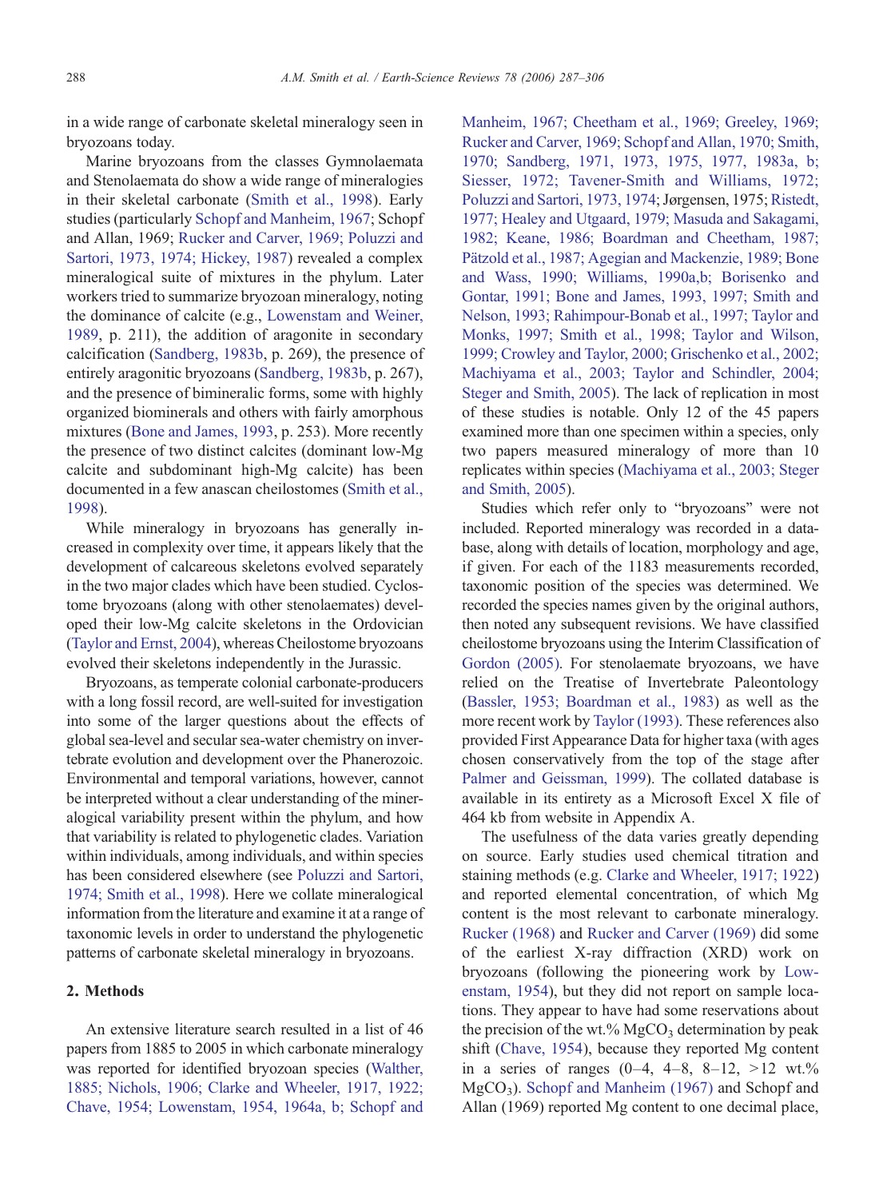in a wide range of carbonate skeletal mineralogy seen in bryozoans today.

Marine bryozoans from the classes Gymnolaemata and Stenolaemata do show a wide range of mineralogies in their skeletal carbonate (Smith et al., 1998). Early studies (particularly Schopf and Manheim, 1967; Schopf and Allan, 1969; Rucker and Carver, 1969; Poluzzi and Sartori, 1973, 1974; Hickey, 1987) revealed a complex mineralogical suite of mixtures in the phylum. Later workers tried to summarize bryozoan mineralogy, noting the dominance of calcite (e.g., Lowenstam and Weiner, 1989, p. 211), the addition of aragonite in secondary calcification (Sandberg, 1983b, p. 269), the presence of entirely aragonitic bryozoans (Sandberg, 1983b, p. 267), and the presence of bimineralic forms, some with highly organized biominerals and others with fairly amorphous mixtures (Bone and James, 1993, p. 253). More recently the presence of two distinct calcites (dominant low-Mg calcite and subdominant high-Mg calcite) has been documented in a few anascan cheilostomes (Smith et al., 1998).

While mineralogy in bryozoans has generally increased in complexity over time, it appears likely that the development of calcareous skeletons evolved separately in the two major clades which have been studied. Cyclostome bryozoans (along with other stenolaemates) developed their low-Mg calcite skeletons in the Ordovician (Taylor and Ernst, 2004), whereas Cheilostome bryozoans evolved their skeletons independently in the Jurassic.

Bryozoans, as temperate colonial carbonate-producers with a long fossil record, are well-suited for investigation into some of the larger questions about the effects of global sea-level and secular sea-water chemistry on invertebrate evolution and development over the Phanerozoic. Environmental and temporal variations, however, cannot be interpreted without a clear understanding of the mineralogical variability present within the phylum, and how that variability is related to phylogenetic clades. Variation within individuals, among individuals, and within species has been considered elsewhere (see Poluzzi and Sartori, 1974; Smith et al., 1998). Here we collate mineralogical information from the literature and examine it at a range of taxonomic levels in order to understand the phylogenetic patterns of carbonate skeletal mineralogy in bryozoans.

## 2. Methods

An extensive literature search resulted in a list of 46 papers from 1885 to 2005 in which carbonate mineralogy was reported for identified bryozoan species (Walther, 1885; Nichols, 1906; Clarke and Wheeler, 1917, 1922; Chave, 1954; Lowenstam, 1954, 1964a, b; Schopf and Manheim, 1967; Cheetham et al., 1969; Greeley, 1969; Rucker and Carver, 1969; Schopf and Allan, 1970; Smith, 1970; Sandberg, 1971, 1973, 1975, 1977, 1983a, b; Siesser, 1972; Tavener-Smith and Williams, 1972; Poluzzi and Sartori, 1973, 1974; Jørgensen, 1975; Ristedt, 1977; Healey and Utgaard, 1979; Masuda and Sakagami, 1982; Keane, 1986; Boardman and Cheetham, 1987; Pätzold et al., 1987; Agegian and Mackenzie, 1989; Bone and Wass, 1990; Williams, 1990a,b; Borisenko and Gontar, 1991; Bone and James, 1993, 1997; Smith and Nelson, 1993; Rahimpour-Bonab et al., 1997; Taylor and Monks, 1997; Smith et al., 1998; Taylor and Wilson, 1999; Crowley and Taylor, 2000; Grischenko et al., 2002; Machiyama et al., 2003; Taylor and Schindler, 2004; Steger and Smith, 2005). The lack of replication in most of these studies is notable. Only 12 of the 45 papers examined more than one specimen within a species, only two papers measured mineralogy of more than 10 replicates within species (Machiyama et al., 2003; Steger and Smith, 2005).

Studies which refer only to "bryozoans" were not included. Reported mineralogy was recorded in a database, along with details of location, morphology and age, if given. For each of the 1183 measurements recorded, taxonomic position of the species was determined. We recorded the species names given by the original authors, then noted any subsequent revisions. We have classified cheilostome bryozoans using the Interim Classification of Gordon (2005). For stenolaemate bryozoans, we have relied on the Treatise of Invertebrate Paleontology (Bassler, 1953; Boardman et al., 1983) as well as the more recent work by Taylor (1993). These references also provided First Appearance Data for higher taxa (with ages chosen conservatively from the top of the stage after Palmer and Geissman, 1999). The collated database is available in its entirety as a Microsoft Excel X file of 464 kb from website in Appendix A.

The usefulness of the data varies greatly depending on source. Early studies used chemical titration and staining methods (e.g. Clarke and Wheeler, 1917; 1922) and reported elemental concentration, of which Mg content is the most relevant to carbonate mineralogy. Rucker (1968) and Rucker and Carver (1969) did some of the earliest X-ray diffraction (XRD) work on bryozoans (following the pioneering work by Lowenstam, 1954), but they did not report on sample locations. They appear to have had some reservations about the precision of the wt.% $MgCO_3$ determination by peak shift (Chave, 1954), because they reported Mg content in a series of ranges (0–4, 4–8, 8–12, >12 wt.% $MgCO_3$). Schopf and Manheim (1967) and Schopf and Allan (1969) reported Mg content to one decimal place,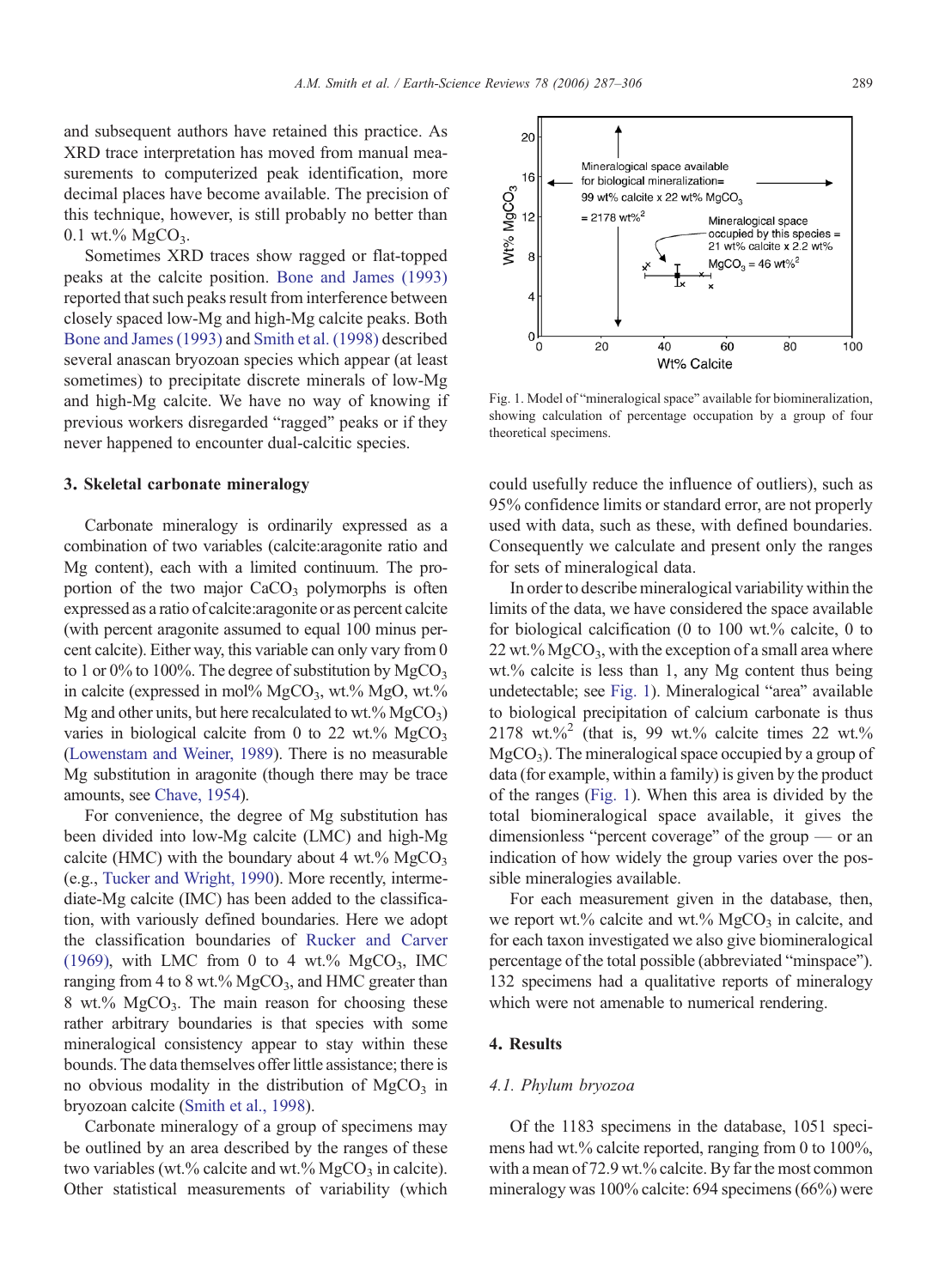and subsequent authors have retained this practice. As XRD trace interpretation has moved from manual measurements to computerized peak identification, more decimal places have become available. The precision of this technique, however, is still probably no better than 0.1 wt.% $MgCO_3$.

Sometimes XRD traces show ragged or flat-topped peaks at the calcite position. Bone and James (1993) reported that such peaks result from interference between closely spaced low-Mg and high-Mg calcite peaks. Both Bone and James (1993) and Smith et al. (1998) described several anascan bryozoan species which appear (at least sometimes) to precipitate discrete minerals of low-Mg and high-Mg calcite. We have no way of knowing if previous workers disregarded "ragged" peaks or if they never happened to encounter dual-calcitic species.

## 3. Skeletal carbonate mineralogy

Carbonate mineralogy is ordinarily expressed as a combination of two variables (calcite:aragonite ratio and Mg content), each with a limited continuum. The proportion of the two major $CaCO_3$ polymorphs is often expressed as a ratio of calcite:aragonite or as percent calcite (with percent aragonite assumed to equal 100 minus percent calcite). Either way, this variable can only vary from 0 to 1 or 0% to 100%. The degree of substitution by $MgCO_3$ in calcite (expressed in mol% $MgCO_3$, wt.% MgO, wt.% Mg and other units, but here recalculated to wt.% $MgCO_3$) varies in biological calcite from 0 to 22 wt.% $MgCO_3$ (Lowenstam and Weiner, 1989). There is no measurable Mg substitution in aragonite (though there may be trace amounts, see Chave, 1954).

For convenience, the degree of Mg substitution has been divided into low-Mg calcite (LMC) and high-Mg calcite (HMC) with the boundary about 4 wt.% $MgCO_3$ (e.g., Tucker and Wright, 1990). More recently, intermediate-Mg calcite (IMC) has been added to the classification, with variously defined boundaries. Here we adopt the classification boundaries of Rucker and Carver (1969), with LMC from 0 to 4 wt.% $MgCO_3$, IMC ranging from 4 to 8 wt.% $MgCO_3$, and HMC greater than 8 wt.% $MgCO_3$. The main reason for choosing these rather arbitrary boundaries is that species with some mineralogical consistency appear to stay within these bounds. The data themselves offer little assistance; there is no obvious modality in the distribution of $MgCO_3$ in bryozoan calcite (Smith et al., 1998).

Carbonate mineralogy of a group of specimens may be outlined by an area described by the ranges of these two variables (wt.% calcite and wt.% $MgCO_3$ in calcite). Other statistical measurements of variability (which

Wt% $MgCO_3$

20
16
12
8
4
0

0 20 40 60 80 100

Wt% Calcite

Mineralogical space available for biological mineralization= 99 wt% calcite x 22 wt% $MgCO_3$ = 2178 wt%$^2$

Mineralogical space occupied by this species = 21 wt% calcite x 2.2 wt% $MgCO_3$ = 46 wt%$^2$

Fig. 1. Model of "mineralogical space" available for biomineralization, showing calculation of percentage occupation by a group of four theoretical specimens.

could usefully reduce the influence of outliers), such as 95% confidence limits or standard error, are not properly used with data, such as these, with defined boundaries. Consequently we calculate and present only the ranges for sets of mineralogical data.

In order to describe mineralogical variability within the limits of the data, we have considered the space available for biological calcification (0 to 100 wt.% calcite, 0 to 22 wt.% $MgCO_3$, with the exception of a small area where wt.% calcite is less than 1, any Mg content thus being undetectable; see Fig. 1). Mineralogical "area" available to biological precipitation of calcium carbonate is thus 2178 wt.%$^2$ (that is, 99 wt.% calcite times 22 wt.% $MgCO_3$). The mineralogical space occupied by a group of data (for example, within a family) is given by the product of the ranges (Fig. 1). When this area is divided by the total biomineralogical space available, it gives the dimensionless "percent coverage" of the group — or an indication of how widely the group varies over the possible mineralogies available.

For each measurement given in the database, then, we report wt.% calcite and wt.% $MgCO_3$ in calcite, and for each taxon investigated we also give biomineralogical percentage of the total possible (abbreviated "minspace"). 132 specimens had a qualitative reports of mineralogy which were not amenable to numerical rendering.

## 4. Results

### 4.1. Phylum bryozoa

Of the 1183 specimens in the database, 1051 specimens had wt.% calcite reported, ranging from 0 to 100%, with a mean of 72.9 wt.% calcite. By far the most common mineralogy was 100% calcite: 694 specimens (66%) were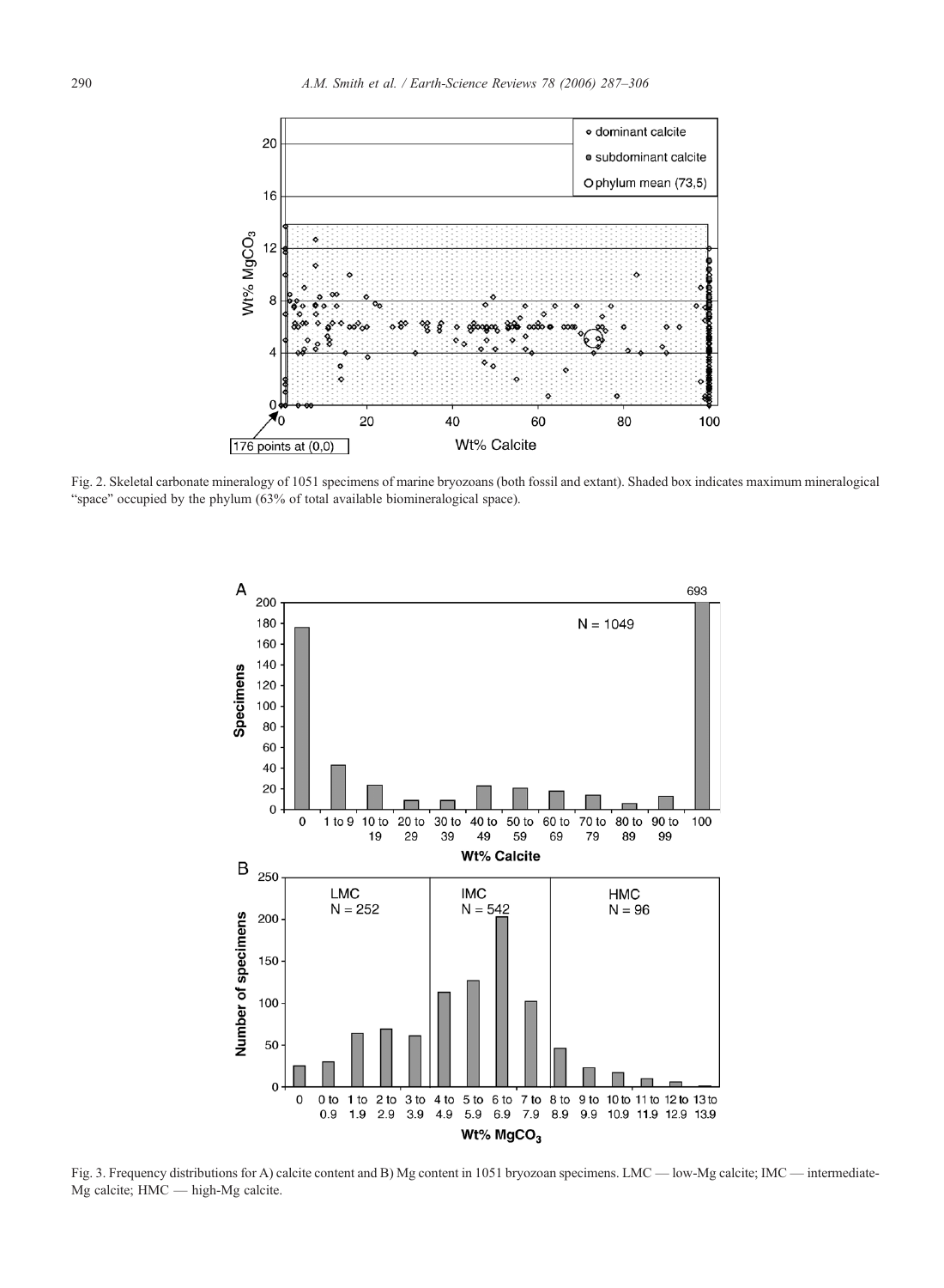dominant calcite

subdominant calcite

phylum mean (73,5)

Wt% $MgCO_3$

Wt% Calcite

176 points at (0,0)

Fig. 2. Skeletal carbonate mineralogy of 1051 specimens of marine bryozoans (both fossil and extant). Shaded box indicates maximum mineralogical "space" occupied by the phylum (63% of total available biomineralogical space).

A

693

N = 1049

Specimens

0, 1 to 9, 10 to 19, 20 to 29, 30 to 39, 40 to 49, 50 to 59, 60 to 69, 70 to 79, 80 to 89, 90 to 99, 100

Wt% Calcite

B

LMC N = 252

IMC N = 542

HMC N = 96

Number of specimens

0, 0 to 0.9, 1 to 1.9, 2 to 2.9, 3 to 3.9, 4 to 4.9, 5 to 5.9, 6 to 6.9, 7 to 7.9, 8 to 8.9, 9 to 9.9, 10 to 10.9, 11 to 11.9, 12 to 12.9, 13 to 13.9

Wt% $MgCO_3$

Fig. 3. Frequency distributions for A) calcite content and B) Mg content in 1051 bryozoan specimens. LMC — low-Mg calcite; IMC — intermediate-Mg calcite; HMC — high-Mg calcite.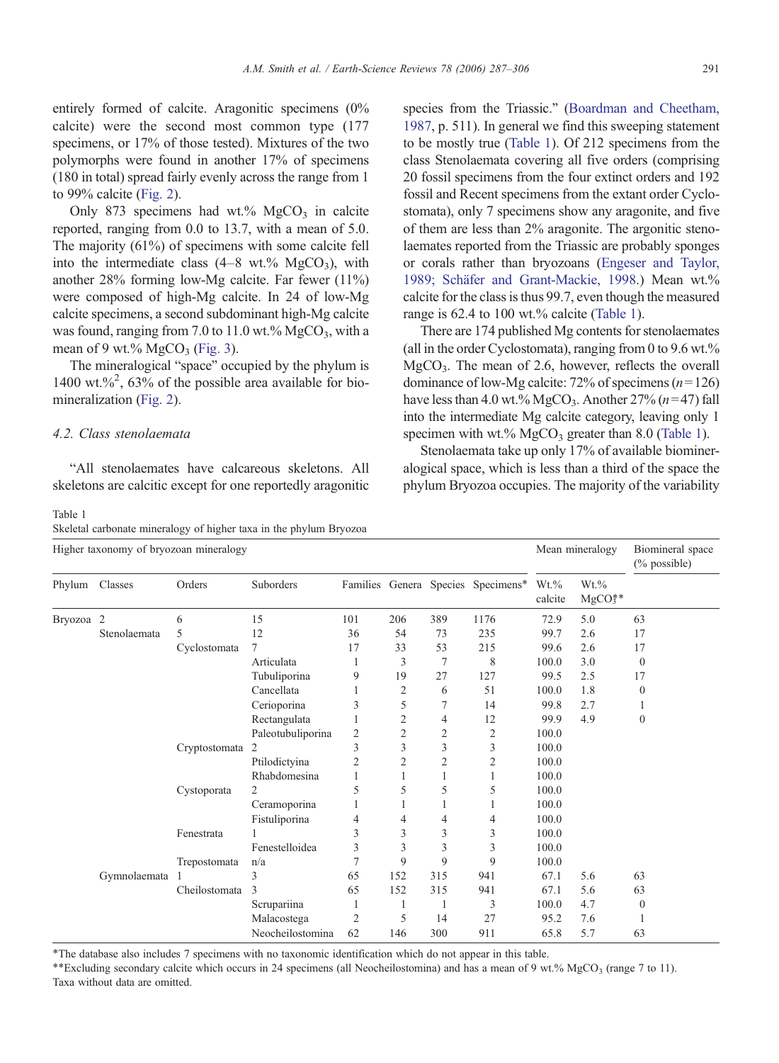entirely formed of calcite. Aragonitic specimens (0% calcite) were the second most common type (177 specimens, or 17% of those tested). Mixtures of the two polymorphs were found in another 17% of specimens (180 in total) spread fairly evenly across the range from 1 to 99% calcite (Fig. 2).

Only 873 specimens had wt.% $MgCO_3$ in calcite reported, ranging from 0.0 to 13.7, with a mean of 5.0. The majority (61%) of specimens with some calcite fell into the intermediate class (4–8 wt.% $MgCO_3$), with another 28% forming low-Mg calcite. Far fewer (11%) were composed of high-Mg calcite. In 24 of low-Mg calcite specimens, a second subdominant high-Mg calcite was found, ranging from 7.0 to 11.0 wt.% $MgCO_3$, with a mean of 9 wt.% $MgCO_3$ (Fig. 3).

The mineralogical "space" occupied by the phylum is 1400 wt.%$^2$, 63% of the possible area available for biomineralization (Fig. 2).

### 4.2. Class stenolaemata

"All stenolaemates have calcareous skeletons. All skeletons are calcitic except for one reportedly aragonitic species from the Triassic." (Boardman and Cheetham, 1987, p. 511). In general we find this sweeping statement to be mostly true (Table 1). Of 212 specimens from the class Stenolaemata covering all five orders (comprising 20 fossil specimens from the four extinct orders and 192 fossil and Recent specimens from the extant order Cyclostomata), only 7 specimens show any aragonite, and five of them are less than 2% aragonite. The argonitic stenolaemates reported from the Triassic are probably sponges or corals rather than bryozoans (Engeser and Taylor, 1989; Schäfer and Grant-Mackie, 1998.) Mean wt.% calcite for the class is thus 99.7, even though the measured range is 62.4 to 100 wt.% calcite (Table 1).

There are 174 published Mg contents for stenolaemates (all in the order Cyclostomata), ranging from 0 to 9.6 wt.% $MgCO_3$. The mean of 2.6, however, reflects the overall dominance of low-Mg calcite: 72% of specimens ($n$=126) have less than 4.0 wt.% $MgCO_3$. Another 27% ($n$=47) fall into the intermediate Mg calcite category, leaving only 1 specimen with wt.% $MgCO_3$ greater than 8.0 (Table 1).

Stenolaemata take up only 17% of available biomineralogical space, which is less than a third of the space the phylum Bryozoa occupies. The majority of the variability

Table 1
Skeletal carbonate mineralogy of higher taxa in the phylum Bryozoa

| Higher taxonomy of bryozoan mineralogy | | | | | | | | Mean mineralogy | | Biomineral space (% possible) |
|---|---|---|---|---|---|---|---|---|---|---|
| Phylum | Classes | Orders | Suborders | Families | Genera | Species | Specimens* | Wt.% calcite | Wt.% $MgCO_3$** | |
| Bryozoa | 2 | 6 | 15 | 101 | 206 | 389 | 1176 | 72.9 | 5.0 | 63 |
| | Stenolaemata | 5 | 12 | 36 | 54 | 73 | 235 | 99.7 | 2.6 | 17 |
| | | Cyclostomata | 7 | 17 | 33 | 53 | 215 | 99.6 | 2.6 | 17 |
| | | | Articulata | 1 | 3 | 7 | 8 | 100.0 | 3.0 | 0 |
| | | | Tubuliporina | 9 | 19 | 27 | 127 | 99.5 | 2.5 | 17 |
| | | | Cancellata | 1 | 2 | 6 | 51 | 100.0 | 1.8 | 0 |
| | | | Cerioporina | 3 | 5 | 7 | 14 | 99.8 | 2.7 | 1 |
| | | | Rectangulata | 1 | 2 | 4 | 12 | 99.9 | 4.9 | 0 |
| | | | Paleotubuliporina | 2 | 2 | 2 | 2 | 100.0 | | |
| | | Cryptostomata | 2 | 3 | 3 | 3 | 3 | 100.0 | | |
| | | | Ptilodictyina | 2 | 2 | 2 | 2 | 100.0 | | |
| | | | Rhabdomesina | 1 | 1 | 1 | 1 | 100.0 | | |
| | | Cystoporata | 2 | 5 | 5 | 5 | 5 | 100.0 | | |
| | | | Ceramoporina | 1 | 1 | 1 | 1 | 100.0 | | |
| | | | Fistuliporina | 4 | 4 | 4 | 4 | 100.0 | | |
| | | Fenestrata | 1 | 3 | 3 | 3 | 3 | 100.0 | | |
| | | | Fenestelloidea | 3 | 3 | 3 | 3 | 100.0 | | |
| | | Trepostomata | n/a | 7 | 9 | 9 | 9 | 100.0 | | |
| | Gymnolaemata | 1 | 3 | 65 | 152 | 315 | 941 | 67.1 | 5.6 | 63 |
| | | Cheilostomata | 3 | 65 | 152 | 315 | 941 | 67.1 | 5.6 | 63 |
| | | | Scrupariina | 1 | 1 | 1 | 3 | 100.0 | 4.7 | 0 |
| | | | Malacostega | 2 | 5 | 14 | 27 | 95.2 | 7.6 | 1 |
| | | | Neocheilostomina | 62 | 146 | 300 | 911 | 65.8 | 5.7 | 63 |

*The database also includes 7 specimens with no taxonomic identification which do not appear in this table.
**Excluding secondary calcite which occurs in 24 specimens (all Neocheilostomina) and has a mean of 9 wt.% $MgCO_3$ (range 7 to 11).
Taxa without data are omitted.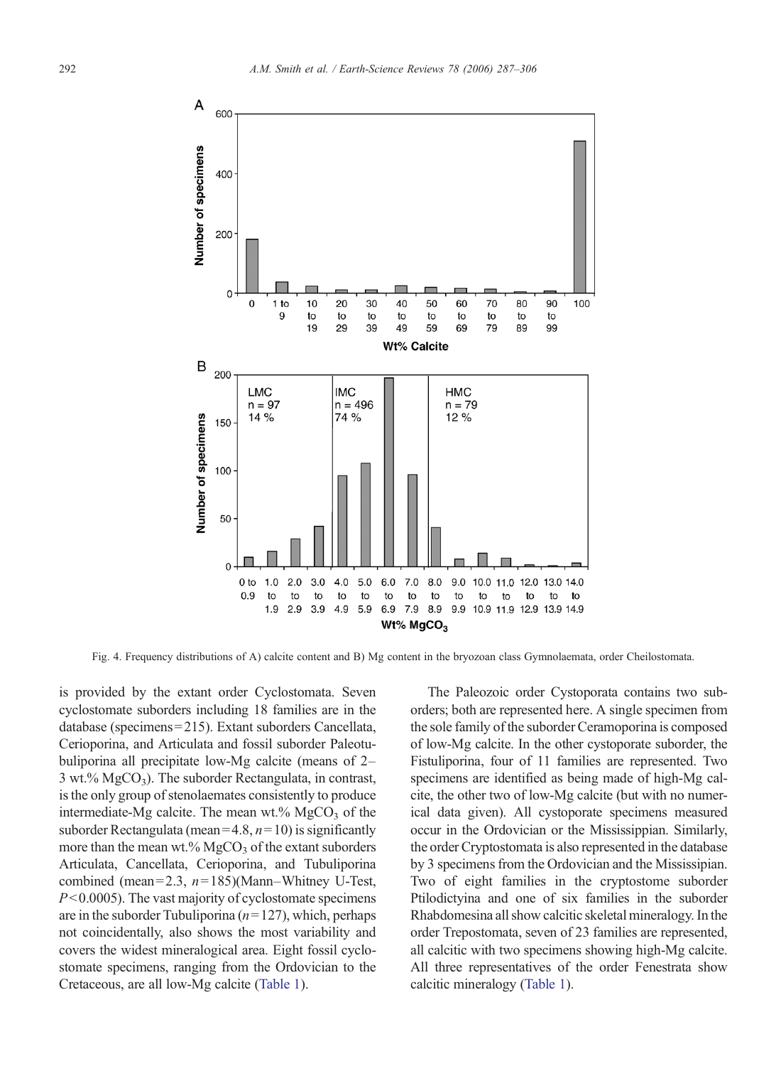A

Number of specimens

600

400

200

0

0 | 1 to 9 | 10 to 19 | 20 to 29 | 30 to 39 | 40 to 49 | 50 to 59 | 60 to 69 | 70 to 79 | 80 to 89 | 90 to 99 | 100

Wt% Calcite

B

Number of specimens

200

150

100

50

0

LMC
n = 97
14 %

IMC
n = 496
74 %

HMC
n = 79
12 %

0 to 0.9 | 1.0 to 1.9 | 2.0 to 2.9 | 3.0 to 3.9 | 4.0 to 4.9 | 5.0 to 5.9 | 6.0 to 6.9 | 7.0 to 7.9 | 8.0 to 8.9 | 9.0 to 9.9 | 10.0 to 10.9 | 11.0 to 11.9 | 12.0 to 12.9 | 13.0 to 13.9 | 14.0 to 14.9

Wt% $MgCO_3$

Fig. 4. Frequency distributions of A) calcite content and B) Mg content in the bryozoan class Gymnolaemata, order Cheilostomata.

is provided by the extant order Cyclostomata. Seven cyclostomate suborders including 18 families are in the database (specimens = 215). Extant suborders Cancellata, Cerioporina, and Articulata and fossil suborder Paleotubuliporina all precipitate low-Mg calcite (means of 2–3 wt.% $MgCO_3$). The suborder Rectangulata, in contrast, is the only group of stenolaemates consistently to produce intermediate-Mg calcite. The mean wt.% $MgCO_3$ of the suborder Rectangulata (mean = 4.8, $n = 10$) is significantly more than the mean wt.% $MgCO_3$ of the extant suborders Articulata, Cancellata, Cerioporina, and Tubuliporina combined (mean = 2.3, $n = 185$)(Mann–Whitney U-Test, $P < 0.0005$). The vast majority of cyclostomate specimens are in the suborder Tubuliporina ($n = 127$), which, perhaps not coincidentally, also shows the most variability and covers the widest mineralogical area. Eight fossil cyclostomate specimens, ranging from the Ordovician to the Cretaceous, are all low-Mg calcite (Table 1).

The Paleozoic order Cystoporata contains two suborders; both are represented here. A single specimen from the sole family of the suborder Ceramoporina is composed of low-Mg calcite. In the other cystoporate suborder, the Fistuliporina, four of 11 families are represented. Two specimens are identified as being made of high-Mg calcite, the other two of low-Mg calcite (but with no numerical data given). All cystoporate specimens measured occur in the Ordovician or the Mississippian. Similarly, the order Cryptostomata is also represented in the database by 3 specimens from the Ordovician and the Mississipian. Two of eight families in the cryptostome suborder Ptilodictyina and one of six families in the suborder Rhabdomesina all show calcitic skeletal mineralogy. In the order Trepostomata, seven of 23 families are represented, all calcitic with two specimens showing high-Mg calcite. All three representatives of the order Fenestrata show calcitic mineralogy (Table 1).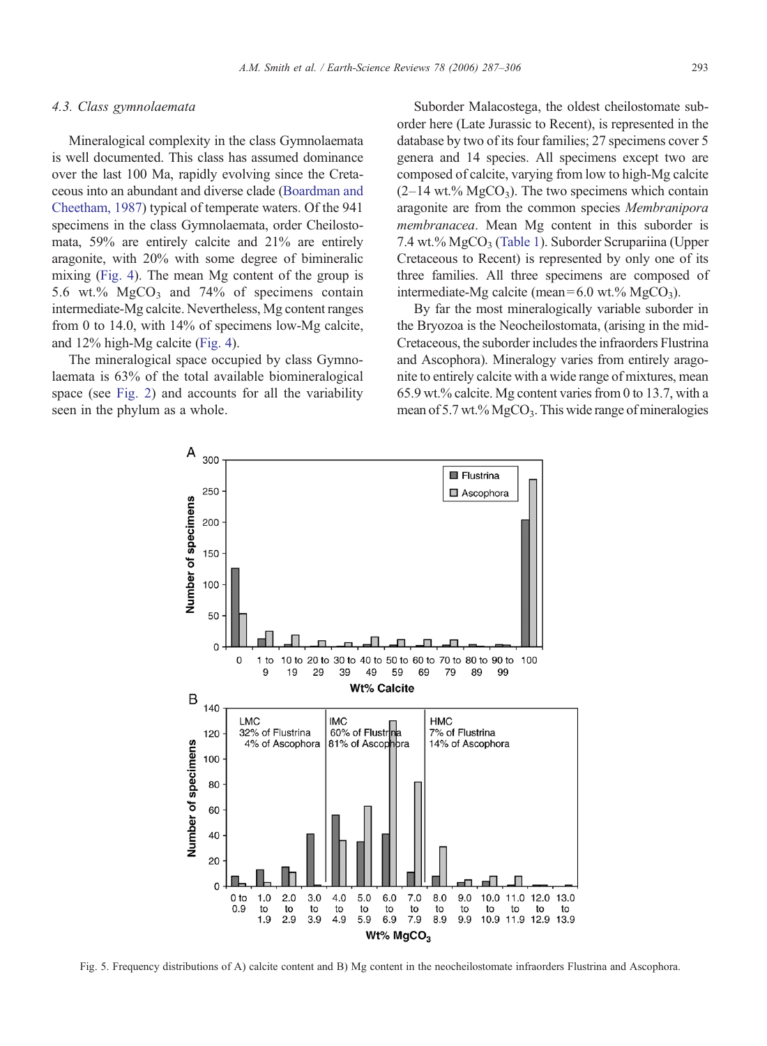### 4.3. Class gymnolaemata

Mineralogical complexity in the class Gymnolaemata is well documented. This class has assumed dominance over the last 100 Ma, rapidly evolving since the Cretaceous into an abundant and diverse clade (Boardman and Cheetham, 1987) typical of temperate waters. Of the 941 specimens in the class Gymnolaemata, order Cheilostomata, 59% are entirely calcite and 21% are entirely aragonite, with 20% with some degree of bimineralic mixing (Fig. 4). The mean Mg content of the group is 5.6 wt.% $MgCO_3$ and 74% of specimens contain intermediate-Mg calcite. Nevertheless, Mg content ranges from 0 to 14.0, with 14% of specimens low-Mg calcite, and 12% high-Mg calcite (Fig. 4).

The mineralogical space occupied by class Gymnolaemata is 63% of the total available biomineralogical space (see Fig. 2) and accounts for all the variability seen in the phylum as a whole.

Suborder Malacostega, the oldest cheilostomate suborder here (Late Jurassic to Recent), is represented in the database by two of its four families; 27 specimens cover 5 genera and 14 species. All specimens except two are composed of calcite, varying from low to high-Mg calcite (2–14 wt.% $MgCO_3$). The two specimens which contain aragonite are from the common species *Membranipora membranacea*. Mean Mg content in this suborder is 7.4 wt.% $MgCO_3$ (Table 1). Suborder Scrupariina (Upper Cretaceous to Recent) is represented by only one of its three families. All three specimens are composed of intermediate-Mg calcite (mean = 6.0 wt.% $MgCO_3$).

By far the most mineralogically variable suborder in the Bryozoa is the Neocheilostomata, (arising in the mid-Cretaceous, the suborder includes the infraorders Flustrina and Ascophora). Mineralogy varies from entirely aragonite to entirely calcite with a wide range of mixtures, mean 65.9 wt.% calcite. Mg content varies from 0 to 13.7, with a mean of 5.7 wt.% $MgCO_3$. This wide range of mineralogies

A
Number of specimens
Flustrina
Ascophora
Wt% Calcite

B
Number of specimens
LMC 32% of Flustrina 4% of Ascophora
IMC 60% of Flustrina 81% of Ascophora
HMC 7% of Flustrina 14% of Ascophora
Wt% $MgCO_3$

Fig. 5. Frequency distributions of A) calcite content and B) Mg content in the neocheilostomate infraorders Flustrina and Ascophora.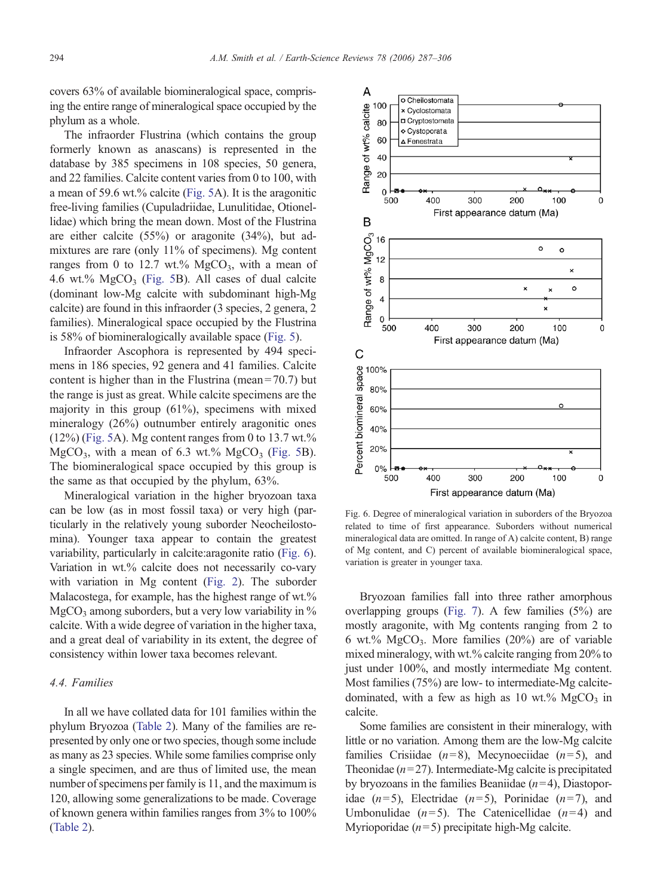covers 63% of available biomineralogical space, comprising the entire range of mineralogical space occupied by the phylum as a whole.

The infraorder Flustrina (which contains the group formerly known as anascans) is represented in the database by 385 specimens in 108 species, 50 genera, and 22 families. Calcite content varies from 0 to 100, with a mean of 59.6 wt.% calcite (Fig. 5A). It is the aragonitic free-living families (Cupuladriidae, Lunulitidae, Otionellidae) which bring the mean down. Most of the Flustrina are either calcite (55%) or aragonite (34%), but admixtures are rare (only 11% of specimens). Mg content ranges from 0 to 12.7 wt.% $MgCO_3$, with a mean of 4.6 wt.% $MgCO_3$ (Fig. 5B). All cases of dual calcite (dominant low-Mg calcite with subdominant high-Mg calcite) are found in this infraorder (3 species, 2 genera, 2 families). Mineralogical space occupied by the Flustrina is 58% of biomineralogically available space (Fig. 5).

Infraorder Ascophora is represented by 494 specimens in 186 species, 92 genera and 41 families. Calcite content is higher than in the Flustrina (mean = 70.7) but the range is just as great. While calcite specimens are the majority in this group (61%), specimens with mixed mineralogy (26%) outnumber entirely aragonitic ones (12%) (Fig. 5A). Mg content ranges from 0 to 13.7 wt.% $MgCO_3$, with a mean of 6.3 wt.% $MgCO_3$ (Fig. 5B). The biomineralogical space occupied by this group is the same as that occupied by the phylum, 63%.

Mineralogical variation in the higher bryozoan taxa can be low (as in most fossil taxa) or very high (particularly in the relatively young suborder Neocheilostomina). Younger taxa appear to contain the greatest variability, particularly in calcite:aragonite ratio (Fig. 6). Variation in wt.% calcite does not necessarily co-vary with variation in Mg content (Fig. 2). The suborder Malacostega, for example, has the highest range of wt.% $MgCO_3$ among suborders, but a very low variability in % calcite. With a wide degree of variation in the higher taxa, and a great deal of variability in its extent, the degree of consistency within lower taxa becomes relevant.

### 4.4. Families

In all we have collated data for 101 families within the phylum Bryozoa (Table 2). Many of the families are represented by only one or two species, though some include as many as 23 species. While some families comprise only a single specimen, and are thus of limited use, the mean number of specimens per family is 11, and the maximum is 120, allowing some generalizations to be made. Coverage of known genera within families ranges from 3% to 100% (Table 2).

A
Cheilostomata
Cyclostomata
Cryptostomata
Cystoporata
Fenestrata
Range of wt% calcite
0
20
40
60
80
100
500
400
300
200
100
0
First appearance datum (Ma)

B
Range of wt% $MgCO_3$
0
4
8
12
16
500
400
300
200
100
0
First appearance datum (Ma)

C
Percent biomineral space
0%
20%
40%
60%
80%
100%
500
400
300
200
100
0
First appearance datum (Ma)

Fig. 6. Degree of mineralogical variation in suborders of the Bryozoa related to time of first appearance. Suborders without numerical mineralogical data are omitted. In range of A) calcite content, B) range of Mg content, and C) percent of available biomineralogical space, variation is greater in younger taxa.

Bryozoan families fall into three rather amorphous overlapping groups (Fig. 7). A few families (5%) are mostly aragonite, with Mg contents ranging from 2 to 6 wt.% $MgCO_3$. More families (20%) are of variable mixed mineralogy, with wt.% calcite ranging from 20% to just under 100%, and mostly intermediate Mg content. Most families (75%) are low- to intermediate-Mg calcite-dominated, with a few as high as 10 wt.% $MgCO_3$ in calcite.

Some families are consistent in their mineralogy, with little or no variation. Among them are the low-Mg calcite families Crisiidae ($n = 8$), Mecynoeciidae ($n = 5$), and Theonidae ($n = 27$). Intermediate-Mg calcite is precipitated by bryozoans in the families Beaniidae ($n = 4$), Diastoporidae ($n = 5$), Electridae ($n = 5$), Porinidae ($n = 7$), and Umbonulidae ($n = 5$). The Catenicellidae ($n = 4$) and Myrioporidae ($n = 5$) precipitate high-Mg calcite.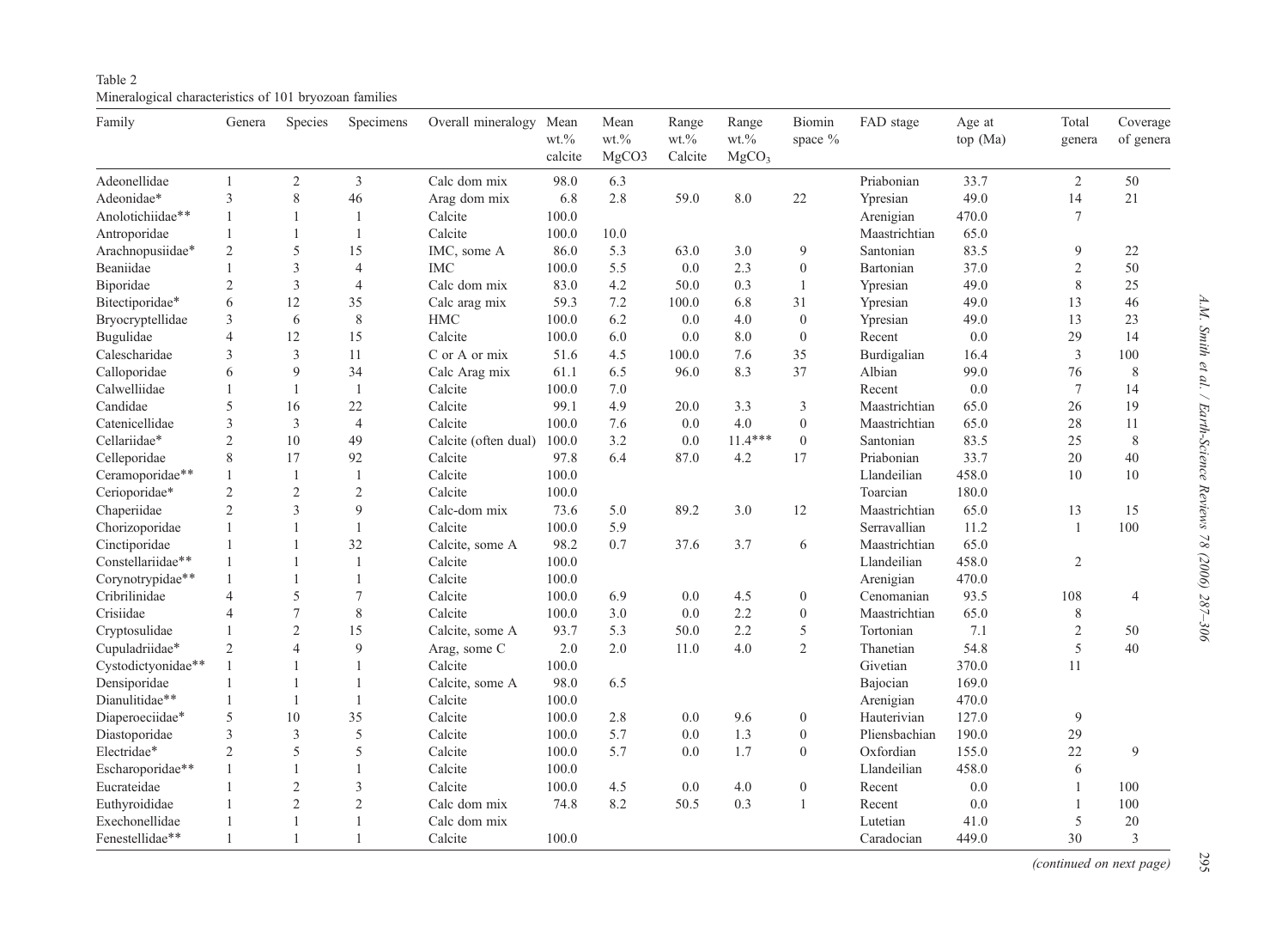Table 2
Mineralogical characteristics of 101 bryozoan families

| Family | Genera | Species | Specimens | Overall mineralogy | Mean wt.% calcite | Mean wt.% MgCO3 | Range wt.% Calcite | Range wt.% $MgCO_3$ | Biomin space % | FAD stage | Age at top (Ma) | Total genera | Coverage of genera |
|---|---|---|---|---|---|---|---|---|---|---|---|---|---|
| Adeonellidae | 1 | 2 | 3 | Calc dom mix | 98.0 | 6.3 | | | | Priabonian | 33.7 | 2 | 50 |
| Adeonidae* | 3 | 8 | 46 | Arag dom mix | 6.8 | 2.8 | 59.0 | 8.0 | 22 | Ypresian | 49.0 | 14 | 21 |
| Anolotichiidae** | 1 | 1 | 1 | Calcite | 100.0 | | | | | Arenigian | 470.0 | 7 | |
| Antroporidae | 1 | 1 | 1 | Calcite | 100.0 | 10.0 | | | | Maastrichtian | 65.0 | | |
| Arachnopusiidae* | 2 | 5 | 15 | IMC, some A | 86.0 | 5.3 | 63.0 | 3.0 | 9 | Santonian | 83.5 | 9 | 22 |
| Beaniidae | 1 | 3 | 4 | IMC | 100.0 | 5.5 | 0.0 | 2.3 | 0 | Bartonian | 37.0 | 2 | 50 |
| Biporidae | 2 | 3 | 4 | Calc dom mix | 83.0 | 4.2 | 50.0 | 0.3 | 1 | Ypresian | 49.0 | 8 | 25 |
| Bitectiporidae* | 6 | 12 | 35 | Calc arag mix | 59.3 | 7.2 | 100.0 | 6.8 | 31 | Ypresian | 49.0 | 13 | 46 |
| Bryocryptellidae | 3 | 6 | 8 | HMC | 100.0 | 6.2 | 0.0 | 4.0 | 0 | Ypresian | 49.0 | 13 | 23 |
| Bugulidae | 4 | 12 | 15 | Calcite | 100.0 | 6.0 | 0.0 | 8.0 | 0 | Recent | 0.0 | 29 | 14 |
| Calescharidae | 3 | 3 | 11 | C or A or mix | 51.6 | 4.5 | 100.0 | 7.6 | 35 | Burdigalian | 16.4 | 3 | 100 |
| Calloporidae | 6 | 9 | 34 | Calc Arag mix | 61.1 | 6.5 | 96.0 | 8.3 | 37 | Albian | 99.0 | 76 | 8 |
| Calwelliidae | 1 | 1 | 1 | Calcite | 100.0 | 7.0 | | | | Recent | 0.0 | 7 | 14 |
| Candidae | 5 | 16 | 22 | Calcite | 99.1 | 4.9 | 20.0 | 3.3 | 3 | Maastrichtian | 65.0 | 26 | 19 |
| Catenicellidae | 3 | 3 | 4 | Calcite | 100.0 | 7.6 | 0.0 | 4.0 | 0 | Maastrichtian | 65.0 | 28 | 11 |
| Cellariidae* | 2 | 10 | 49 | Calcite (often dual) | 100.0 | 3.2 | 0.0 | 11.4*** | 0 | Santonian | 83.5 | 25 | 8 |
| Celleporidae | 8 | 17 | 92 | Calcite | 97.8 | 6.4 | 87.0 | 4.2 | 17 | Priabonian | 33.7 | 20 | 40 |
| Ceramoporidae** | 1 | 1 | 1 | Calcite | 100.0 | | | | | Llandeilian | 458.0 | 10 | 10 |
| Cerioporidae* | 2 | 2 | 2 | Calcite | 100.0 | | | | | Toarcian | 180.0 | | |
| Chaperiidae | 2 | 3 | 9 | Calc-dom mix | 73.6 | 5.0 | 89.2 | 3.0 | 12 | Maastrichtian | 65.0 | 13 | 15 |
| Chorizoporidae | 1 | 1 | 1 | Calcite | 100.0 | 5.9 | | | | Serravallian | 11.2 | 1 | 100 |
| Cinctiporidae | 1 | 1 | 32 | Calcite, some A | 98.2 | 0.7 | 37.6 | 3.7 | 6 | Maastrichtian | 65.0 | | |
| Constellariidae** | 1 | 1 | 1 | Calcite | 100.0 | | | | | Llandeilian | 458.0 | 2 | |
| Corynotrypidae** | 1 | 1 | 1 | Calcite | 100.0 | | | | | Arenigian | 470.0 | | |
| Cribrilinidae | 4 | 5 | 7 | Calcite | 100.0 | 6.9 | 0.0 | 4.5 | 0 | Cenomanian | 93.5 | 108 | 4 |
| Crisiidae | 4 | 7 | 8 | Calcite | 100.0 | 3.0 | 0.0 | 2.2 | 0 | Maastrichtian | 65.0 | 8 | |
| Cryptosulidae | 1 | 2 | 15 | Calcite, some A | 93.7 | 5.3 | 50.0 | 2.2 | 5 | Tortonian | 7.1 | 2 | 50 |
| Cupuladriidae* | 2 | 4 | 9 | Arag, some C | 2.0 | 2.0 | 11.0 | 4.0 | 2 | Thanetian | 54.8 | 5 | 40 |
| Cystodictyonidae** | 1 | 1 | 1 | Calcite | 100.0 | | | | | Givetian | 370.0 | 11 | |
| Densiporidae | 1 | 1 | 1 | Calcite, some A | 98.0 | 6.5 | | | | Bajocian | 169.0 | | |
| Dianulitidae** | 1 | 1 | 1 | Calcite | 100.0 | | | | | Arenigian | 470.0 | | |
| Diaperoeciidae* | 5 | 10 | 35 | Calcite | 100.0 | 2.8 | 0.0 | 9.6 | 0 | Hauterivian | 127.0 | 9 | |
| Diastoporidae | 3 | 3 | 5 | Calcite | 100.0 | 5.7 | 0.0 | 1.3 | 0 | Pliensbachian | 190.0 | 29 | |
| Electridae* | 2 | 5 | 5 | Calcite | 100.0 | 5.7 | 0.0 | 1.7 | 0 | Oxfordian | 155.0 | 22 | 9 |
| Escharoporidae** | 1 | 1 | 1 | Calcite | 100.0 | | | | | Llandeilian | 458.0 | 6 | |
| Eucrateidae | 1 | 2 | 3 | Calcite | 100.0 | 4.5 | 0.0 | 4.0 | 0 | Recent | 0.0 | 1 | 100 |
| Euthyroididae | 1 | 2 | 2 | Calc dom mix | 74.8 | 8.2 | 50.5 | 0.3 | 1 | Recent | 0.0 | 1 | 100 |
| Exechonellidae | 1 | 1 | 1 | Calc dom mix | | | | | | Lutetian | 41.0 | 5 | 20 |
| Fenestellidae** | 1 | 1 | 1 | Calcite | 100.0 | | | | | Caradocian | 449.0 | 30 | 3 |

*(continued on next page)*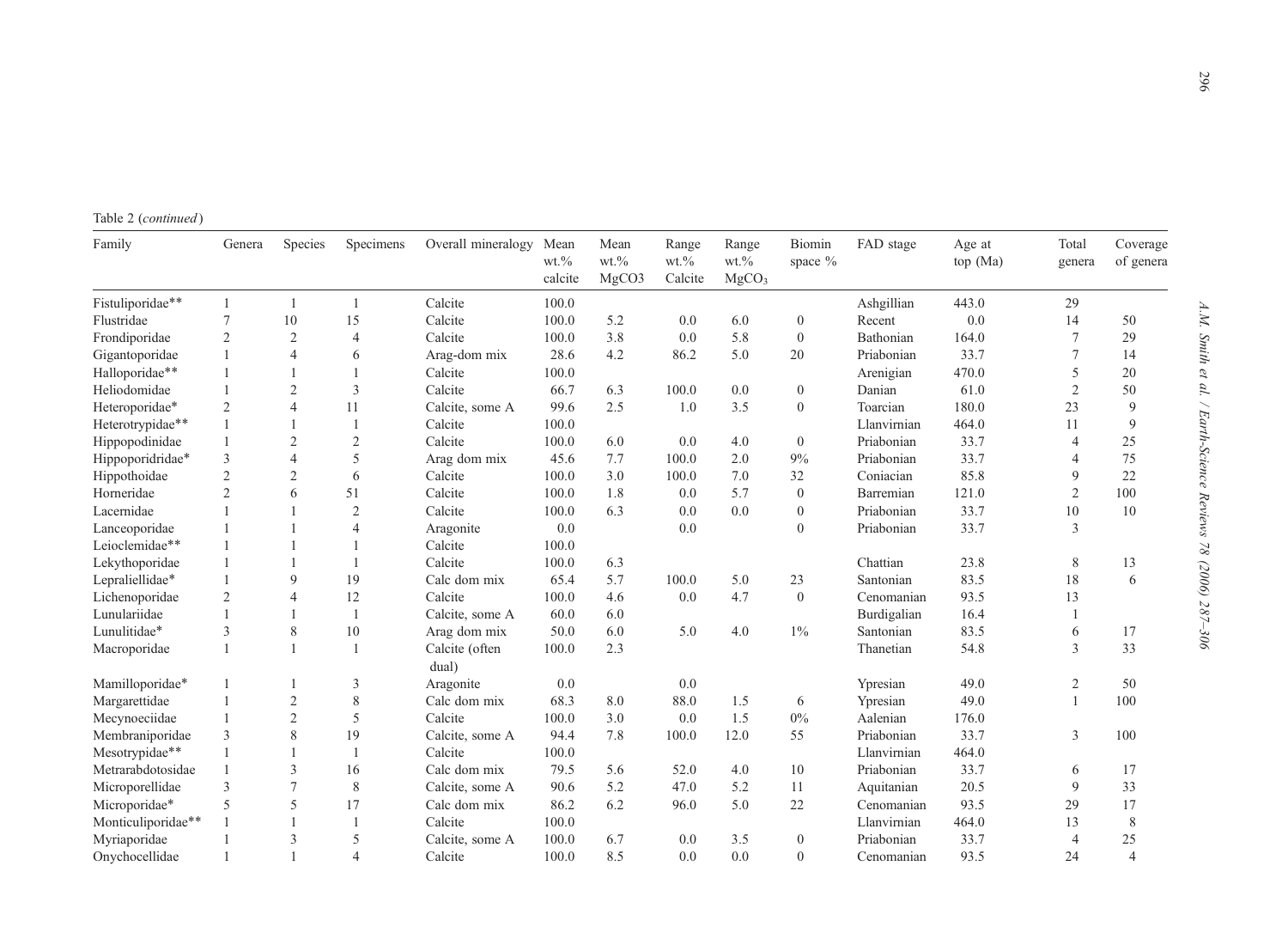Table 2 (*continued*)

| Family | Genera | Species | Specimens | Overall mineralogy | Mean wt.% calcite | Mean wt.% MgCO3 | Range wt.% Calcite | Range wt.% $MgCO_3$ | Biomin space % | FAD stage | Age at top (Ma) | Total genera | Coverage of genera |
|---|---|---|---|---|---|---|---|---|---|---|---|---|---|
| Fistuliporidae** | 1 | 1 | 1 | Calcite | 100.0 | | | | | Ashgillian | 443.0 | 29 | |
| Flustridae | 7 | 10 | 15 | Calcite | 100.0 | 5.2 | 0.0 | 6.0 | 0 | Recent | 0.0 | 14 | 50 |
| Frondiporidae | 2 | 2 | 4 | Calcite | 100.0 | 3.8 | 0.0 | 5.8 | 0 | Bathonian | 164.0 | 7 | 29 |
| Gigantoporidae | 1 | 4 | 6 | Arag-dom mix | 28.6 | 4.2 | 86.2 | 5.0 | 20 | Priabonian | 33.7 | 7 | 14 |
| Halloporidae** | 1 | 1 | 1 | Calcite | 100.0 | | | | | Arenigian | 470.0 | 5 | 20 |
| Heliodomidae | 1 | 2 | 3 | Calcite | 66.7 | 6.3 | 100.0 | 0.0 | 0 | Danian | 61.0 | 2 | 50 |
| Heteroporidae* | 2 | 4 | 11 | Calcite, some A | 99.6 | 2.5 | 1.0 | 3.5 | 0 | Toarcian | 180.0 | 23 | 9 |
| Heterotrypidae** | 1 | 1 | 1 | Calcite | 100.0 | | | | | Llanvirnian | 464.0 | 11 | 9 |
| Hippopodinidae | 1 | 2 | 2 | Calcite | 100.0 | 6.0 | 0.0 | 4.0 | 0 | Priabonian | 33.7 | 4 | 25 |
| Hippoporidridae* | 3 | 4 | 5 | Arag dom mix | 45.6 | 7.7 | 100.0 | 2.0 | 9% | Priabonian | 33.7 | 4 | 75 |
| Hippothoidae | 2 | 2 | 6 | Calcite | 100.0 | 3.0 | 100.0 | 7.0 | 32 | Coniacian | 85.8 | 9 | 22 |
| Horneridae | 2 | 6 | 51 | Calcite | 100.0 | 1.8 | 0.0 | 5.7 | 0 | Barremian | 121.0 | 2 | 100 |
| Lacernidae | 1 | 1 | 2 | Calcite | 100.0 | 6.3 | 0.0 | 0.0 | 0 | Priabonian | 33.7 | 10 | 10 |
| Lanceoporidae | 1 | 1 | 4 | Aragonite | 0.0 | | 0.0 | | 0 | Priabonian | 33.7 | 3 | |
| Leioclemidae** | 1 | 1 | 1 | Calcite | 100.0 | | | | | | | | |
| Lekythoporidae | 1 | 1 | 1 | Calcite | 100.0 | 6.3 | | | | Chattian | 23.8 | 8 | 13 |
| Lepraliellidae* | 1 | 9 | 19 | Calc dom mix | 65.4 | 5.7 | 100.0 | 5.0 | 23 | Santonian | 83.5 | 18 | 6 |
| Lichenoporidae | 2 | 4 | 12 | Calcite | 100.0 | 4.6 | 0.0 | 4.7 | 0 | Cenomanian | 93.5 | 13 | |
| Lunulariidae | 1 | 1 | 1 | Calcite, some A | 60.0 | 6.0 | | | | Burdigalian | 16.4 | 1 | |
| Lunulitidae* | 3 | 8 | 10 | Arag dom mix | 50.0 | 6.0 | 5.0 | 4.0 | 1% | Santonian | 83.5 | 6 | 17 |
| Macroporidae | 1 | 1 | 1 | Calcite (often dual) | 100.0 | 2.3 | | | | Thanetian | 54.8 | 3 | 33 |
| Mamilloporidae* | 1 | 1 | 3 | Aragonite | 0.0 | | 0.0 | | | Ypresian | 49.0 | 2 | 50 |
| Margarettidae | 1 | 2 | 8 | Calc dom mix | 68.3 | 8.0 | 88.0 | 1.5 | 6 | Ypresian | 49.0 | 1 | 100 |
| Mecynoeciidae | 1 | 2 | 5 | Calcite | 100.0 | 3.0 | 0.0 | 1.5 | 0% | Aalenian | 176.0 | | |
| Membraniporidae | 3 | 8 | 19 | Calcite, some A | 94.4 | 7.8 | 100.0 | 12.0 | 55 | Priabonian | 33.7 | 3 | 100 |
| Mesotrypidae** | 1 | 1 | 1 | Calcite | 100.0 | | | | | Llanvirnian | 464.0 | | |
| Metrarabdotosidae | 1 | 3 | 16 | Calc dom mix | 79.5 | 5.6 | 52.0 | 4.0 | 10 | Priabonian | 33.7 | 6 | 17 |
| Microporellidae | 3 | 7 | 8 | Calcite, some A | 90.6 | 5.2 | 47.0 | 5.2 | 11 | Aquitanian | 20.5 | 9 | 33 |
| Microporidae* | 5 | 5 | 17 | Calc dom mix | 86.2 | 6.2 | 96.0 | 5.0 | 22 | Cenomanian | 93.5 | 29 | 17 |
| Monticuliporidae** | 1 | 1 | 1 | Calcite | 100.0 | | | | | Llanvirnian | 464.0 | 13 | 8 |
| Myriaporidae | 1 | 3 | 5 | Calcite, some A | 100.0 | 6.7 | 0.0 | 3.5 | 0 | Priabonian | 33.7 | 4 | 25 |
| Onychocellidae | 1 | 1 | 4 | Calcite | 100.0 | 8.5 | 0.0 | 0.0 | 0 | Cenomanian | 93.5 | 24 | 4 |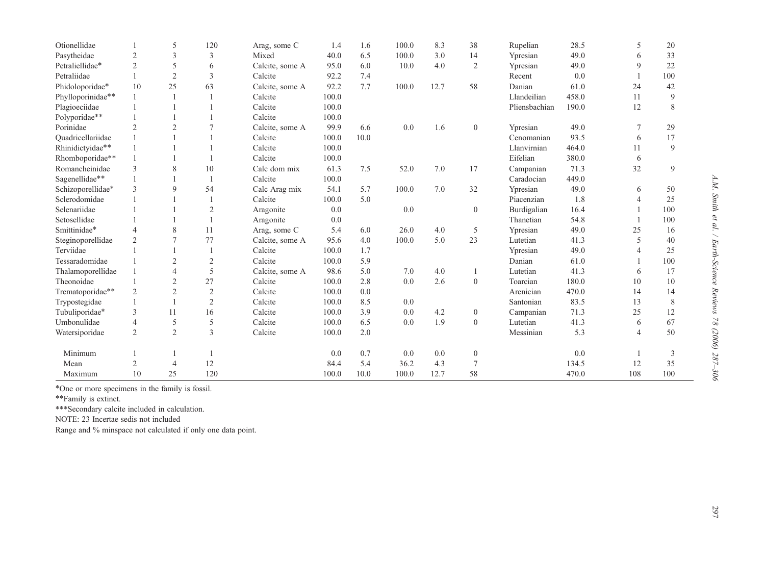| | | | | | | | | | | | | | |
|---|---|---|---|---|---|---|---|---|---|---|---|---|---|
| Otionellidae | 1 | 5 | 120 | Arag, some C | 1.4 | 1.6 | 100.0 | 8.3 | 38 | Rupelian | 28.5 | 5 | 20 |
| Pasytheidae | 2 | 3 | 3 | Mixed | 40.0 | 6.5 | 100.0 | 3.0 | 14 | Ypresian | 49.0 | 6 | 33 |
| Petraliellidae* | 2 | 5 | 6 | Calcite, some A | 95.0 | 6.0 | 10.0 | 4.0 | 2 | Ypresian | 49.0 | 9 | 22 |
| Petraliidae | 1 | 2 | 3 | Calcite | 92.2 | 7.4 | | | | Recent | 0.0 | 1 | 100 |
| Phidoloporidae* | 10 | 25 | 63 | Calcite, some A | 92.2 | 7.7 | 100.0 | 12.7 | 58 | Danian | 61.0 | 24 | 42 |
| Phylloporinidae** | 1 | 1 | 1 | Calcite | 100.0 | | | | | Llandeilian | 458.0 | 11 | 9 |
| Plagioeciidae | 1 | 1 | 1 | Calcite | 100.0 | | | | | Pliensbachian | 190.0 | 12 | 8 |
| Polyporidae** | 1 | 1 | 1 | Calcite | 100.0 | | | | | | | | |
| Porinidae | 2 | 2 | 7 | Calcite, some A | 99.9 | 6.6 | 0.0 | 1.6 | 0 | Ypresian | 49.0 | 7 | 29 |
| Quadricellariidae | 1 | 1 | 1 | Calcite | 100.0 | 10.0 | | | | Cenomanian | 93.5 | 6 | 17 |
| Rhinidictyidae** | 1 | 1 | 1 | Calcite | 100.0 | | | | | Llanvirnian | 464.0 | 11 | 9 |
| Rhomboporidae** | 1 | 1 | 1 | Calcite | 100.0 | | | | | Eifelian | 380.0 | 6 | |
| Romancheinidae | 3 | 8 | 10 | Calc dom mix | 61.3 | 7.5 | 52.0 | 7.0 | 17 | Campanian | 71.3 | 32 | 9 |
| Sagenellidae** | 1 | 1 | 1 | Calcite | 100.0 | | | | | Caradocian | 449.0 | | |
| Schizoporellidae* | 3 | 9 | 54 | Calc Arag mix | 54.1 | 5.7 | 100.0 | 7.0 | 32 | Ypresian | 49.0 | 6 | 50 |
| Sclerodomidae | 1 | 1 | 1 | Calcite | 100.0 | 5.0 | | | | Piacenzian | 1.8 | 4 | 25 |
| Selenariidae | 1 | 1 | 2 | Aragonite | 0.0 | | 0.0 | | 0 | Burdigalian | 16.4 | 1 | 100 |
| Setosellidae | 1 | 1 | 1 | Aragonite | 0.0 | | | | | Thanetian | 54.8 | 1 | 100 |
| Smittinidae* | 4 | 8 | 11 | Arag, some C | 5.4 | 6.0 | 26.0 | 4.0 | 5 | Ypresian | 49.0 | 25 | 16 |
| Steginoporellidae | 2 | 7 | 77 | Calcite, some A | 95.6 | 4.0 | 100.0 | 5.0 | 23 | Lutetian | 41.3 | 5 | 40 |
| Terviidae | 1 | 1 | 1 | Calcite | 100.0 | 1.7 | | | | Ypresian | 49.0 | 4 | 25 |
| Tessaradomidae | 1 | 2 | 2 | Calcite | 100.0 | 5.9 | | | | Danian | 61.0 | 1 | 100 |
| Thalamoporellidae | 1 | 4 | 5 | Calcite, some A | 98.6 | 5.0 | 7.0 | 4.0 | 1 | Lutetian | 41.3 | 6 | 17 |
| Theonoidae | 1 | 2 | 27 | Calcite | 100.0 | 2.8 | 0.0 | 2.6 | 0 | Toarcian | 180.0 | 10 | 10 |
| Trematoporidae** | 2 | 2 | 2 | Calcite | 100.0 | 0.0 | | | | Arenician | 470.0 | 14 | 14 |
| Trypostegidae | 1 | 1 | 2 | Calcite | 100.0 | 8.5 | 0.0 | | | Santonian | 83.5 | 13 | 8 |
| Tubuliporidae* | 3 | 11 | 16 | Calcite | 100.0 | 3.9 | 0.0 | 4.2 | 0 | Campanian | 71.3 | 25 | 12 |
| Umbonulidae | 4 | 5 | 5 | Calcite | 100.0 | 6.5 | 0.0 | 1.9 | 0 | Lutetian | 41.3 | 6 | 67 |
| Watersiporidae | 2 | 2 | 3 | Calcite | 100.0 | 2.0 | | | | Messinian | 5.3 | 4 | 50 |
| Minimum | 1 | 1 | 1 | | 0.0 | 0.7 | 0.0 | 0.0 | 0 | | 0.0 | 1 | 3 |
| Mean | 2 | 4 | 12 | | 84.4 | 5.4 | 36.2 | 4.3 | 7 | | 134.5 | 12 | 35 |
| Maximum | 10 | 25 | 120 | | 100.0 | 10.0 | 100.0 | 12.7 | 58 | | 470.0 | 108 | 100 |

*One or more specimens in the family is fossil.

**Family is extinct.

***Secondary calcite included in calculation.

NOTE: 23 Incertae sedis not included

Range and % minspace not calculated if only one data point.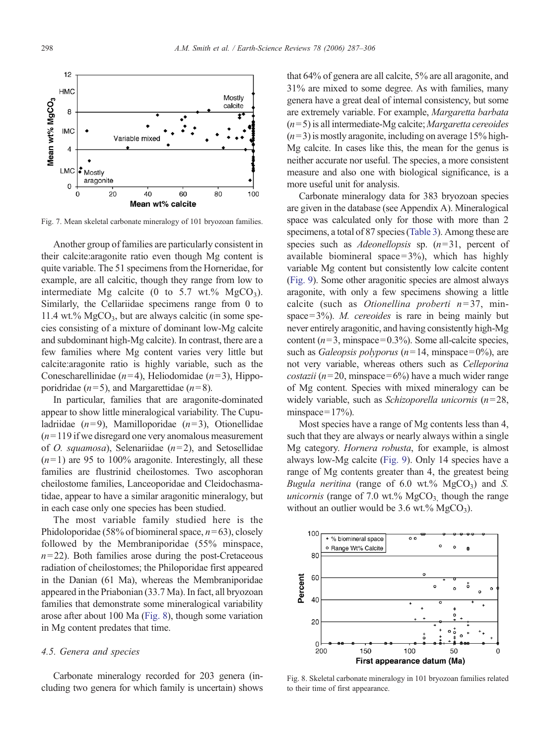12

HMC

Mostly calcite

8

IMC

Variable mixed

4

LMC

Mostly aragonite

0

0 20 40 60 80 100

Mean wt% $MgCO_3$

Mean wt% calcite

Fig. 7. Mean skeletal carbonate mineralogy of 101 bryozoan families.

Another group of families are particularly consistent in their calcite:aragonite ratio even though Mg content is quite variable. The 51 specimens from the Horneridae, for example, are all calcitic, though they range from low to intermediate Mg calcite (0 to 5.7 wt.% $MgCO_3$). Similarly, the Cellariidae specimens range from 0 to 11.4 wt.% $MgCO_3$, but are always calcitic (in some species consisting of a mixture of dominant low-Mg calcite and subdominant high-Mg calcite). In contrast, there are a few families where Mg content varies very little but calcite:aragonite ratio is highly variable, such as the Conescharellinidae ($n=4$), Heliodomidae ($n=3$), Hippoporidridae ($n=5$), and Margarettidae ($n=8$).

In particular, families that are aragonite-dominated appear to show little mineralogical variability. The Cupuladriidae ($n=9$), Mamilloporidae ($n=3$), Otionellidae ($n=119$ if we disregard one very anomalous measurement of *O. squamosa*), Selenariidae ($n=2$), and Setosellidae ($n=1$) are 95 to 100% aragonite. Interestingly, all these families are flustrinid cheilostomes. Two ascophoran cheilostome families, Lanceoporidae and Cleidochasmatidae, appear to have a similar aragonitic mineralogy, but in each case only one species has been studied.

The most variable family studied here is the Phidoloporidae (58% of biomineral space, $n=63$), closely followed by the Membraniporidae (55% minspace, $n=22$). Both families arose during the post-Cretaceous radiation of cheilostomes; the Philoporidae first appeared in the Danian (61 Ma), whereas the Membraniporidae appeared in the Priabonian (33.7 Ma). In fact, all bryozoan families that demonstrate some mineralogical variability arose after about 100 Ma (Fig. 8), though some variation in Mg content predates that time.

### 4.5. Genera and species

Carbonate mineralogy recorded for 203 genera (including two genera for which family is uncertain) shows that 64% of genera are all calcite, 5% are all aragonite, and 31% are mixed to some degree. As with families, many genera have a great deal of internal consistency, but some are extremely variable. For example, *Margaretta barbata* ($n=5$) is all intermediate-Mg calcite; *Margaretta cereoides* ($n=3$) is mostly aragonite, including on average 15% high-Mg calcite. In cases like this, the mean for the genus is neither accurate nor useful. The species, a more consistent measure and also one with biological significance, is a more useful unit for analysis.

Carbonate mineralogy data for 383 bryozoan species are given in the database (see Appendix A). Mineralogical space was calculated only for those with more than 2 specimens, a total of 87 species (Table 3). Among these are species such as *Adeonellopsis* sp. ($n=31$, percent of available biomineral space=3%), which has highly variable Mg content but consistently low calcite content (Fig. 9). Some other aragonitic species are almost always aragonite, with only a few specimens showing a little calcite (such as *Otionellina proberti* $n=37$, minspace=3%). *M. cereoides* is rare in being mainly but never entirely aragonitic, and having consistently high-Mg content ($n=3$, minspace=0.3%). Some all-calcite species, such as *Galeopsis polyporus* ($n=14$, minspace=0%), are not very variable, whereas others such as *Cellepora costazii* ($n=20$, minspace=6%) have a much wider range of Mg content. Species with mixed mineralogy can be widely variable, such as *Schizoporella unicornis* ($n=28$, minspace=17%).

Most species have a range of Mg contents less than 4, such that they are always or nearly always within a single Mg category. *Hornera robusta*, for example, is almost always low-Mg calcite (Fig. 9). Only 14 species have a range of Mg contents greater than 4, the greatest being *Bugula neritina* (range of 6.0 wt.% $MgCO_3$) and *S. unicornis* (range of 7.0 wt.% $MgCO_3$, though the range without an outlier would be 3.6 wt.% $MgCO_3$).

+ % biomineral space

o Range Wt% Calcite

Percent

100

80

60

40

20

0

200 150 100 50 0

First appearance datum (Ma)

Fig. 8. Skeletal carbonate mineralogy in 101 bryozoan families related to their time of first appearance.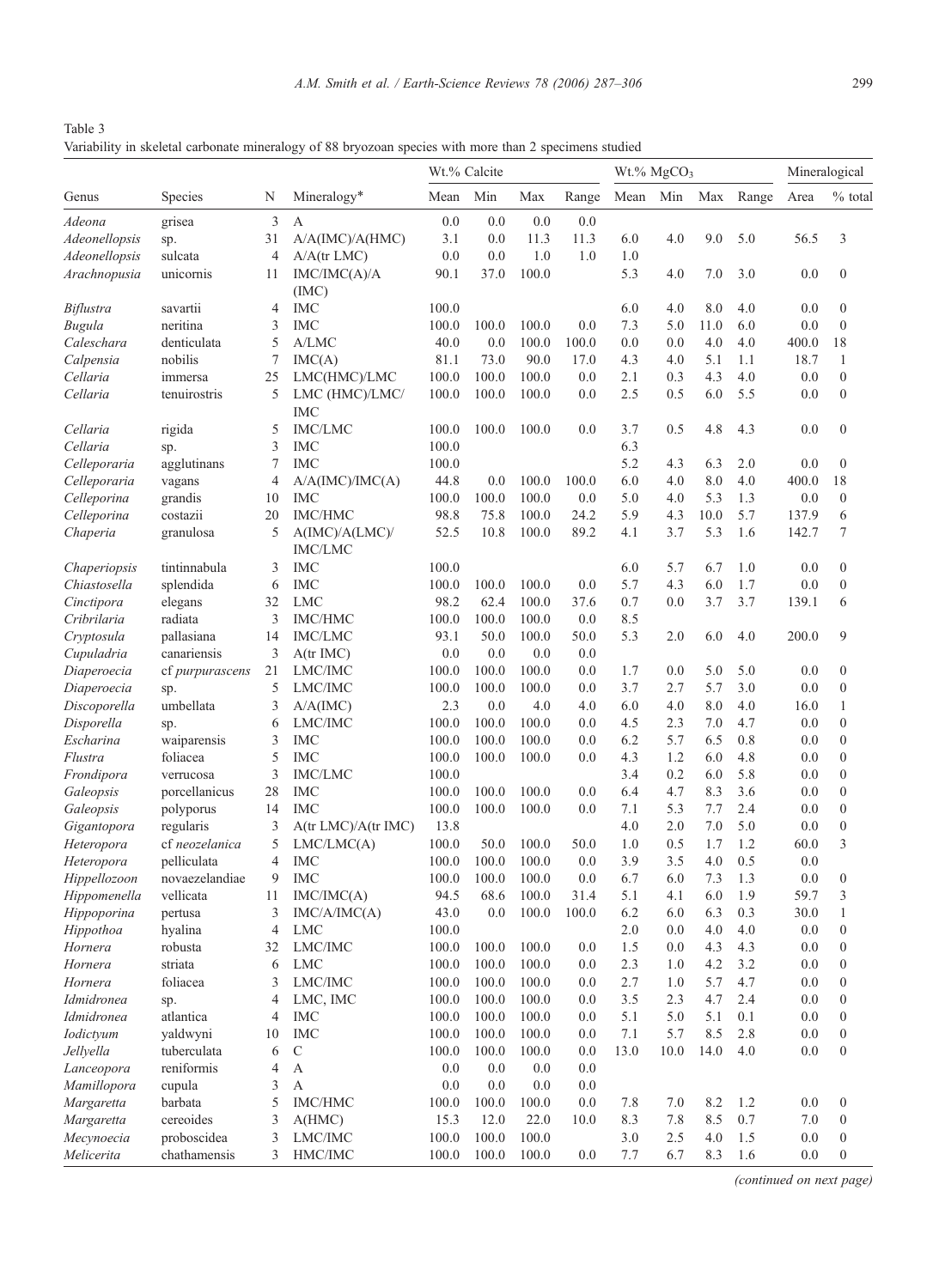Table 3
Variability in skeletal carbonate mineralogy of 88 bryozoan species with more than 2 specimens studied

| Genus | Species | N | Mineralogy* | Wt.% Calcite | | | | Wt.% $MgCO_3$ | | | | Mineralogical | |
|---|---|---|---|---|---|---|---|---|---|---|---|---|---|
| | | | | Mean | Min | Max | Range | Mean | Min | Max | Range | Area | % total |
| *Adeona* | grisea | 3 | A | 0.0 | 0.0 | 0.0 | 0.0 | | | | | | |
| *Adeonellopsis* | sp. | 31 | A/A(IMC)/A(HMC) | 3.1 | 0.0 | 11.3 | 11.3 | 6.0 | 4.0 | 9.0 | 5.0 | 56.5 | 3 |
| *Adeonellopsis* | sulcata | 4 | A/A(tr LMC) | 0.0 | 0.0 | 1.0 | 1.0 | 1.0 | | | | | |
| *Arachnopusia* | unicornis | 11 | IMC/IMC(A)/A (IMC) | 90.1 | 37.0 | 100.0 | | 5.3 | 4.0 | 7.0 | 3.0 | 0.0 | 0 |
| *Biflustra* | savartii | 4 | IMC | 100.0 | | | | 6.0 | 4.0 | 8.0 | 4.0 | 0.0 | 0 |
| *Bugula* | neritina | 3 | IMC | 100.0 | 100.0 | 100.0 | 0.0 | 7.3 | 5.0 | 11.0 | 6.0 | 0.0 | 0 |
| *Caleschara* | denticulata | 5 | A/LMC | 40.0 | 0.0 | 100.0 | 100.0 | 0.0 | 0.0 | 4.0 | 4.0 | 400.0 | 18 |
| *Calpensia* | nobilis | 7 | IMC(A) | 81.1 | 73.0 | 90.0 | 17.0 | 4.3 | 4.0 | 5.1 | 1.1 | 18.7 | 1 |
| *Cellaria* | immersa | 25 | LMC(HMC)/LMC | 100.0 | 100.0 | 100.0 | 0.0 | 2.1 | 0.3 | 4.3 | 4.0 | 0.0 | 0 |
| *Cellaria* | tenuirostris | 5 | LMC (HMC)/LMC/ IMC | 100.0 | 100.0 | 100.0 | 0.0 | 2.5 | 0.5 | 6.0 | 5.5 | 0.0 | 0 |
| *Cellaria* | rigida | 5 | IMC/LMC | 100.0 | 100.0 | 100.0 | 0.0 | 3.7 | 0.5 | 4.8 | 4.3 | 0.0 | 0 |
| *Cellaria* | sp. | 3 | IMC | 100.0 | | | | 6.3 | | | | | |
| *Celleporaria* | agglutinans | 7 | IMC | 100.0 | | | | 5.2 | 4.3 | 6.3 | 2.0 | 0.0 | 0 |
| *Celleporaria* | vagans | 4 | A/A(IMC)/IMC(A) | 44.8 | 0.0 | 100.0 | 100.0 | 6.0 | 4.0 | 8.0 | 4.0 | 400.0 | 18 |
| *Celleporina* | grandis | 10 | IMC | 100.0 | 100.0 | 100.0 | 0.0 | 5.0 | 4.0 | 5.3 | 1.3 | 0.0 | 0 |
| *Celleporina* | costazii | 20 | IMC/HMC | 98.8 | 75.8 | 100.0 | 24.2 | 5.9 | 4.3 | 10.0 | 5.7 | 137.9 | 6 |
| *Chaperia* | granulosa | 5 | A(IMC)/A(LMC)/ IMC/LMC | 52.5 | 10.8 | 100.0 | 89.2 | 4.1 | 3.7 | 5.3 | 1.6 | 142.7 | 7 |
| *Chaperiopsis* | tintinnabula | 3 | IMC | 100.0 | | | | 6.0 | 5.7 | 6.7 | 1.0 | 0.0 | 0 |
| *Chiastosella* | splendida | 6 | IMC | 100.0 | 100.0 | 100.0 | 0.0 | 5.7 | 4.3 | 6.0 | 1.7 | 0.0 | 0 |
| *Cinctipora* | elegans | 32 | LMC | 98.2 | 62.4 | 100.0 | 37.6 | 0.7 | 0.0 | 3.7 | 3.7 | 139.1 | 6 |
| *Cribrilaria* | radiata | 3 | IMC/HMC | 100.0 | 100.0 | 100.0 | 0.0 | 8.5 | | | | | |
| *Cryptosula* | pallasiana | 14 | IMC/LMC | 93.1 | 50.0 | 100.0 | 50.0 | 5.3 | 2.0 | 6.0 | 4.0 | 200.0 | 9 |
| *Cupuladria* | canariensis | 3 | A(tr IMC) | 0.0 | 0.0 | 0.0 | 0.0 | | | | | | |
| *Diaperoecia* | cf *purpurascens* | 21 | LMC/IMC | 100.0 | 100.0 | 100.0 | 0.0 | 1.7 | 0.0 | 5.0 | 5.0 | 0.0 | 0 |
| *Diaperoecia* | sp. | 5 | LMC/IMC | 100.0 | 100.0 | 100.0 | 0.0 | 3.7 | 2.7 | 5.7 | 3.0 | 0.0 | 0 |
| *Discoporella* | umbellata | 3 | A/A(IMC) | 2.3 | 0.0 | 4.0 | 4.0 | 6.0 | 4.0 | 8.0 | 4.0 | 16.0 | 1 |
| *Disporella* | sp. | 6 | LMC/IMC | 100.0 | 100.0 | 100.0 | 0.0 | 4.5 | 2.3 | 7.0 | 4.7 | 0.0 | 0 |
| *Escharina* | waiparensis | 3 | IMC | 100.0 | 100.0 | 100.0 | 0.0 | 6.2 | 5.7 | 6.5 | 0.8 | 0.0 | 0 |
| *Flustra* | foliacea | 5 | IMC | 100.0 | 100.0 | 100.0 | 0.0 | 4.3 | 1.2 | 6.0 | 4.8 | 0.0 | 0 |
| *Frondipora* | verrucosa | 3 | IMC/LMC | 100.0 | | | | 3.4 | 0.2 | 6.0 | 5.8 | 0.0 | 0 |
| *Galeopsis* | porcellanicus | 28 | IMC | 100.0 | 100.0 | 100.0 | 0.0 | 6.4 | 4.7 | 8.3 | 3.6 | 0.0 | 0 |
| *Galeopsis* | polyporus | 14 | IMC | 100.0 | 100.0 | 100.0 | 0.0 | 7.1 | 5.3 | 7.7 | 2.4 | 0.0 | 0 |
| *Gigantopora* | regularis | 3 | A(tr LMC)/A(tr IMC) | 13.8 | | | | 4.0 | 2.0 | 7.0 | 5.0 | 0.0 | 0 |
| *Heteropora* | cf *neozelanica* | 5 | LMC/LMC(A) | 100.0 | 50.0 | 100.0 | 50.0 | 1.0 | 0.5 | 1.7 | 1.2 | 60.0 | 3 |
| *Heteropora* | pelliculata | 4 | IMC | 100.0 | 100.0 | 100.0 | 0.0 | 3.9 | 3.5 | 4.0 | 0.5 | 0.0 | |
| *Hippellozoon* | novaezelandiae | 9 | IMC | 100.0 | 100.0 | 100.0 | 0.0 | 6.7 | 6.0 | 7.3 | 1.3 | 0.0 | 0 |
| *Hippomenella* | vellicata | 11 | IMC/IMC(A) | 94.5 | 68.6 | 100.0 | 31.4 | 5.1 | 4.1 | 6.0 | 1.9 | 59.7 | 3 |
| *Hippoporina* | pertusa | 3 | IMC/A/IMC(A) | 43.0 | 0.0 | 100.0 | 100.0 | 6.2 | 6.0 | 6.3 | 0.3 | 30.0 | 1 |
| *Hippothoa* | hyalina | 4 | LMC | 100.0 | | | | 2.0 | 0.0 | 4.0 | 4.0 | 0.0 | 0 |
| *Hornera* | robusta | 32 | LMC/IMC | 100.0 | 100.0 | 100.0 | 0.0 | 1.5 | 0.0 | 4.3 | 4.3 | 0.0 | 0 |
| *Hornera* | striata | 6 | LMC | 100.0 | 100.0 | 100.0 | 0.0 | 2.3 | 1.0 | 4.2 | 3.2 | 0.0 | 0 |
| *Hornera* | foliacea | 3 | LMC/IMC | 100.0 | 100.0 | 100.0 | 0.0 | 2.7 | 1.0 | 5.7 | 4.7 | 0.0 | 0 |
| *Idmidronea* | sp. | 4 | LMC, IMC | 100.0 | 100.0 | 100.0 | 0.0 | 3.5 | 2.3 | 4.7 | 2.4 | 0.0 | 0 |
| *Idmidronea* | atlantica | 4 | IMC | 100.0 | 100.0 | 100.0 | 0.0 | 5.1 | 5.0 | 5.1 | 0.1 | 0.0 | 0 |
| *Iodictyum* | yaldwyni | 10 | IMC | 100.0 | 100.0 | 100.0 | 0.0 | 7.1 | 5.7 | 8.5 | 2.8 | 0.0 | 0 |
| *Jellyella* | tuberculata | 6 | C | 100.0 | 100.0 | 100.0 | 0.0 | 13.0 | 10.0 | 14.0 | 4.0 | 0.0 | 0 |
| *Lanceopora* | reniformis | 4 | A | 0.0 | 0.0 | 0.0 | 0.0 | | | | | | |
| *Mamillopora* | cupula | 3 | A | 0.0 | 0.0 | 0.0 | 0.0 | | | | | | |
| *Margaretta* | barbata | 5 | IMC/HMC | 100.0 | 100.0 | 100.0 | 0.0 | 7.8 | 7.0 | 8.2 | 1.2 | 0.0 | 0 |
| *Margaretta* | cereoides | 3 | A(HMC) | 15.3 | 12.0 | 22.0 | 10.0 | 8.3 | 7.8 | 8.5 | 0.7 | 7.0 | 0 |
| *Mecynoecia* | proboscidea | 3 | LMC/IMC | 100.0 | 100.0 | 100.0 | | 3.0 | 2.5 | 4.0 | 1.5 | 0.0 | 0 |
| *Melicerita* | chathamensis | 3 | HMC/IMC | 100.0 | 100.0 | 100.0 | 0.0 | 7.7 | 6.7 | 8.3 | 1.6 | 0.0 | 0 |

*(continued on next page)*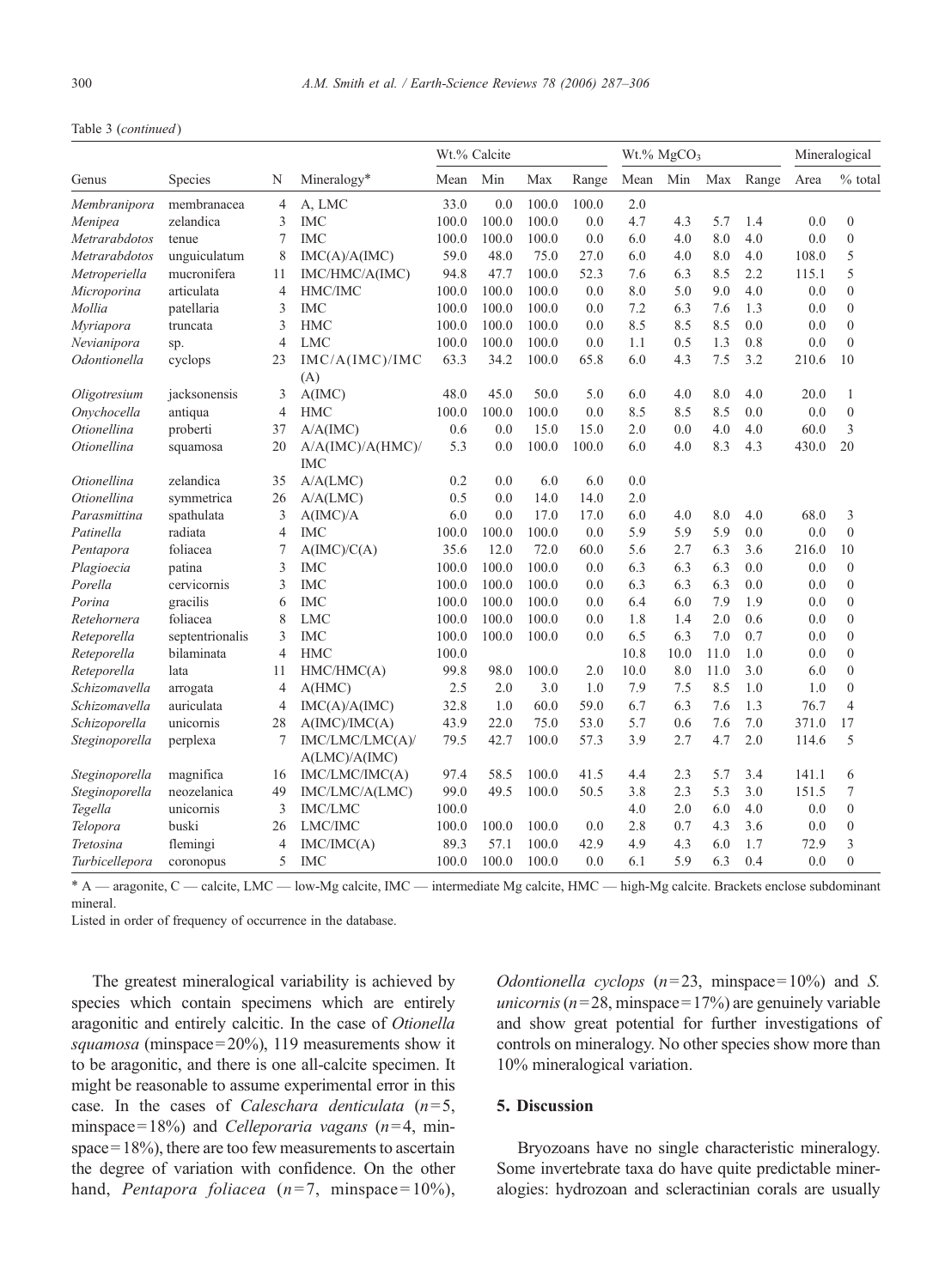Table 3 (*continued*)

| Genus | Species | N | Mineralogy* | Wt.% Calcite | | | | Wt.% $MgCO_3$ | | | | Mineralogical | |
|---|---|---|---|---|---|---|---|---|---|---|---|---|---|
| | | | | Mean | Min | Max | Range | Mean | Min | Max | Range | Area | % total |
| *Membranipora* | membranacea | 4 | A, LMC | 33.0 | 0.0 | 100.0 | 100.0 | 2.0 | | | | | |
| *Menipea* | zelandica | 3 | IMC | 100.0 | 100.0 | 100.0 | 0.0 | 4.7 | 4.3 | 5.7 | 1.4 | 0.0 | 0 |
| *Metrarabdotos* | tenue | 7 | IMC | 100.0 | 100.0 | 100.0 | 0.0 | 6.0 | 4.0 | 8.0 | 4.0 | 0.0 | 0 |
| *Metrarabdotos* | unguiculatum | 8 | IMC(A)/A(IMC) | 59.0 | 48.0 | 75.0 | 27.0 | 6.0 | 4.0 | 8.0 | 4.0 | 108.0 | 5 |
| *Metroperiella* | mucronifera | 11 | IMC/HMC/A(IMC) | 94.8 | 47.7 | 100.0 | 52.3 | 7.6 | 6.3 | 8.5 | 2.2 | 115.1 | 5 |
| *Microporina* | articulata | 4 | HMC/IMC | 100.0 | 100.0 | 100.0 | 0.0 | 8.0 | 5.0 | 9.0 | 4.0 | 0.0 | 0 |
| *Mollia* | patellaria | 3 | IMC | 100.0 | 100.0 | 100.0 | 0.0 | 7.2 | 6.3 | 7.6 | 1.3 | 0.0 | 0 |
| *Myriapora* | truncata | 3 | HMC | 100.0 | 100.0 | 100.0 | 0.0 | 8.5 | 8.5 | 8.5 | 0.0 | 0.0 | 0 |
| *Nevianipora* | sp. | 4 | LMC | 100.0 | 100.0 | 100.0 | 0.0 | 1.1 | 0.5 | 1.3 | 0.8 | 0.0 | 0 |
| *Odontionella* | cyclops | 23 | IMC/A(IMC)/IMC(A) | 63.3 | 34.2 | 100.0 | 65.8 | 6.0 | 4.3 | 7.5 | 3.2 | 210.6 | 10 |
| *Oligotresium* | jacksonensis | 3 | A(IMC) | 48.0 | 45.0 | 50.0 | 5.0 | 6.0 | 4.0 | 8.0 | 4.0 | 20.0 | 1 |
| *Onychocella* | antiqua | 4 | HMC | 100.0 | 100.0 | 100.0 | 0.0 | 8.5 | 8.5 | 8.5 | 0.0 | 0.0 | 0 |
| *Otionellina* | proberti | 37 | A/A(IMC) | 0.6 | 0.0 | 15.0 | 15.0 | 2.0 | 0.0 | 4.0 | 4.0 | 60.0 | 3 |
| *Otionellina* | squamosa | 20 | A/A(IMC)/A(HMC)/IMC | 5.3 | 0.0 | 100.0 | 100.0 | 6.0 | 4.0 | 8.3 | 4.3 | 430.0 | 20 |
| *Otionellina* | zelandica | 35 | A/A(LMC) | 0.2 | 0.0 | 6.0 | 6.0 | 0.0 | | | | | |
| *Otionellina* | symmetrica | 26 | A/A(LMC) | 0.5 | 0.0 | 14.0 | 14.0 | 2.0 | | | | | |
| *Parasmittina* | spathulata | 3 | A(IMC)/A | 6.0 | 0.0 | 17.0 | 17.0 | 6.0 | 4.0 | 8.0 | 4.0 | 68.0 | 3 |
| *Patinella* | radiata | 4 | IMC | 100.0 | 100.0 | 100.0 | 0.0 | 5.9 | 5.9 | 5.9 | 0.0 | 0.0 | 0 |
| *Pentapora* | foliacea | 7 | A(IMC)/C(A) | 35.6 | 12.0 | 72.0 | 60.0 | 5.6 | 2.7 | 6.3 | 3.6 | 216.0 | 10 |
| *Plagioecia* | patina | 3 | IMC | 100.0 | 100.0 | 100.0 | 0.0 | 6.3 | 6.3 | 6.3 | 0.0 | 0.0 | 0 |
| *Porella* | cervicornis | 3 | IMC | 100.0 | 100.0 | 100.0 | 0.0 | 6.3 | 6.3 | 6.3 | 0.0 | 0.0 | 0 |
| *Porina* | gracilis | 6 | IMC | 100.0 | 100.0 | 100.0 | 0.0 | 6.4 | 6.0 | 7.9 | 1.9 | 0.0 | 0 |
| *Retehornera* | foliacea | 8 | LMC | 100.0 | 100.0 | 100.0 | 0.0 | 1.8 | 1.4 | 2.0 | 0.6 | 0.0 | 0 |
| *Reteporella* | septentrionalis | 3 | IMC | 100.0 | 100.0 | 100.0 | 0.0 | 6.5 | 6.3 | 7.0 | 0.7 | 0.0 | 0 |
| *Reteporella* | bilaminata | 4 | HMC | 100.0 | | | | 10.8 | 10.0 | 11.0 | 1.0 | 0.0 | 0 |
| *Reteporella* | lata | 11 | HMC/HMC(A) | 99.8 | 98.0 | 100.0 | 2.0 | 10.0 | 8.0 | 11.0 | 3.0 | 6.0 | 0 |
| *Schizomavella* | arrogata | 4 | A(HMC) | 2.5 | 2.0 | 3.0 | 1.0 | 7.9 | 7.5 | 8.5 | 1.0 | 1.0 | 0 |
| *Schizomavella* | auriculata | 4 | IMC(A)/A(IMC) | 32.8 | 1.0 | 60.0 | 59.0 | 6.7 | 6.3 | 7.6 | 1.3 | 76.7 | 4 |
| *Schizoporella* | unicornis | 28 | A(IMC)/IMC(A) | 43.9 | 22.0 | 75.0 | 53.0 | 5.7 | 0.6 | 7.6 | 7.0 | 371.0 | 17 |
| *Steginoporella* | perplexa | 7 | IMC/LMC/LMC(A)/A(LMC)/A(IMC) | 79.5 | 42.7 | 100.0 | 57.3 | 3.9 | 2.7 | 4.7 | 2.0 | 114.6 | 5 |
| *Steginoporella* | magnifica | 16 | IMC/LMC/IMC(A) | 97.4 | 58.5 | 100.0 | 41.5 | 4.4 | 2.3 | 5.7 | 3.4 | 141.1 | 6 |
| *Steginoporella* | neozelanica | 49 | IMC/LMC/A(LMC) | 99.0 | 49.5 | 100.0 | 50.5 | 3.8 | 2.3 | 5.3 | 3.0 | 151.5 | 7 |
| *Tegella* | unicornis | 3 | IMC/LMC | 100.0 | | | | 4.0 | 2.0 | 6.0 | 4.0 | 0.0 | 0 |
| *Telopora* | buski | 26 | LMC/IMC | 100.0 | 100.0 | 100.0 | 0.0 | 2.8 | 0.7 | 4.3 | 3.6 | 0.0 | 0 |
| *Tretosina* | flemingi | 4 | IMC/IMC(A) | 89.3 | 57.1 | 100.0 | 42.9 | 4.9 | 4.3 | 6.0 | 1.7 | 72.9 | 3 |
| *Turbicellepora* | coronopus | 5 | IMC | 100.0 | 100.0 | 100.0 | 0.0 | 6.1 | 5.9 | 6.3 | 0.4 | 0.0 | 0 |

\* A — aragonite, C — calcite, LMC — low-Mg calcite, IMC — intermediate Mg calcite, HMC — high-Mg calcite. Brackets enclose subdominant mineral.

Listed in order of frequency of occurrence in the database.

The greatest mineralogical variability is achieved by species which contain specimens which are entirely aragonitic and entirely calcitic. In the case of *Otionella squamosa* (minspace = 20%), 119 measurements show it to be aragonitic, and there is one all-calcite specimen. It might be reasonable to assume experimental error in this case. In the cases of *Caleschara denticulata* ($n$ = 5, minspace = 18%) and *Celleporaria vagans* ($n$ = 4, minspace = 18%), there are too few measurements to ascertain the degree of variation with confidence. On the other hand, *Pentapora foliacea* ($n$ = 7, minspace = 10%), *Odontionella cyclops* ($n$ = 23, minspace = 10%) and *S. unicornis* ($n$ = 28, minspace = 17%) are genuinely variable and show great potential for further investigations of controls on mineralogy. No other species show more than 10% mineralogical variation.

## 5. Discussion

Bryozoans have no single characteristic mineralogy. Some invertebrate taxa do have quite predictable mineralogies: hydrozoan and scleractinian corals are usually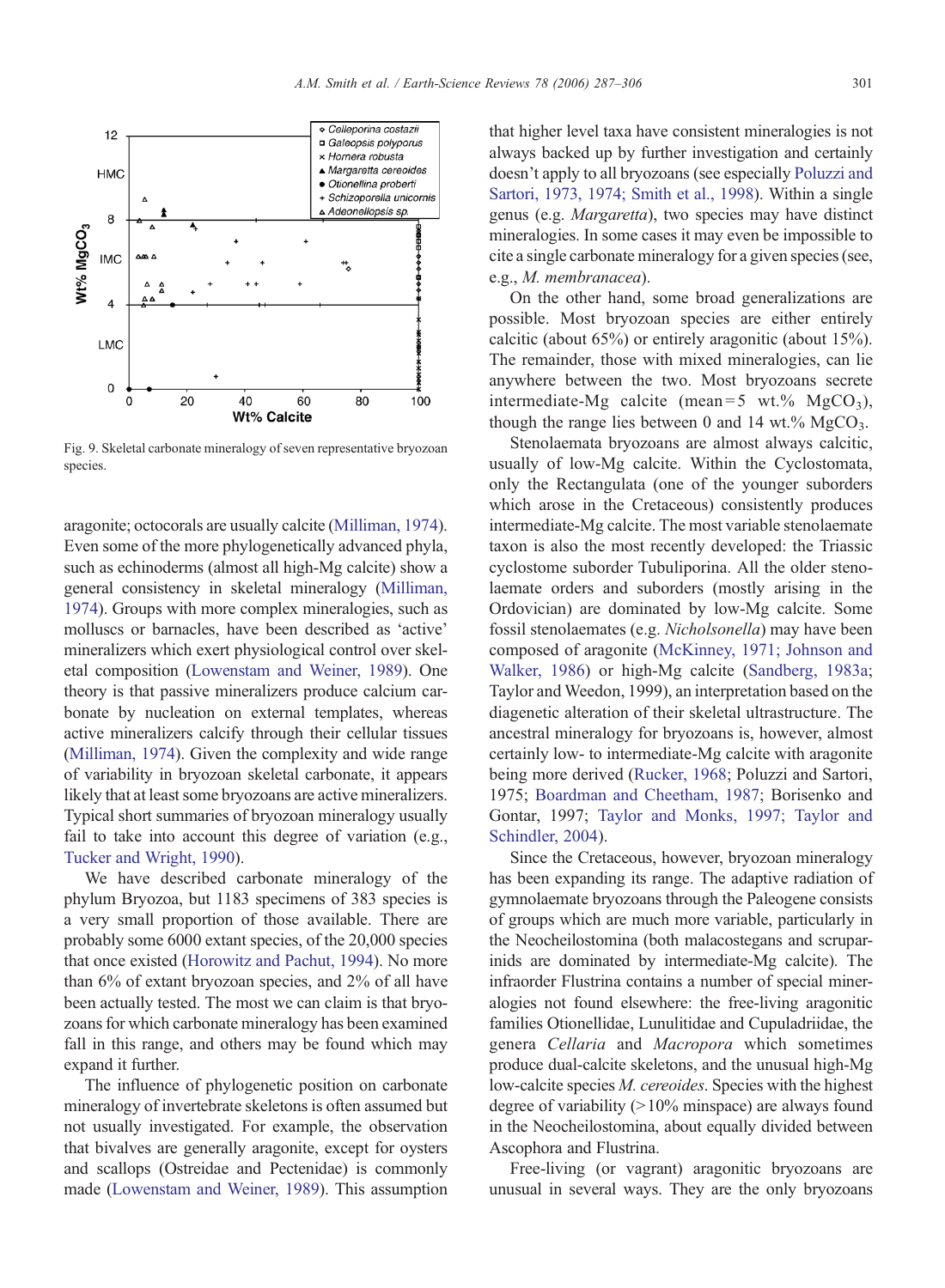12

HMC

8

IMC

4

LMC

0

Wt% MgCO$_3$

0 20 40 60 80 100

Wt% Calcite

◇ Celleporina costazii
□ Galeopsis polyporus
× Hornera robusta
▲ Margaretta cereoides
● Otionellina proberti
+ Schizoporella unicornis
△ Adeonellopsis sp.

Fig. 9. Skeletal carbonate mineralogy of seven representative bryozoan species.

aragonite; octocorals are usually calcite (Milliman, 1974). Even some of the more phylogenetically advanced phyla, such as echinoderms (almost all high-Mg calcite) show a general consistency in skeletal mineralogy (Milliman, 1974). Groups with more complex mineralogies, such as molluscs or barnacles, have been described as 'active' mineralizers which exert physiological control over skeletal composition (Lowenstam and Weiner, 1989). One theory is that passive mineralizers produce calcium carbonate by nucleation on external templates, whereas active mineralizers calcify through their cellular tissues (Milliman, 1974). Given the complexity and wide range of variability in bryozoan skeletal carbonate, it appears likely that at least some bryozoans are active mineralizers. Typical short summaries of bryozoan mineralogy usually fail to take into account this degree of variation (e.g., Tucker and Wright, 1990).

We have described carbonate mineralogy of the phylum Bryozoa, but 1183 specimens of 383 species is a very small proportion of those available. There are probably some 6000 extant species, of the 20,000 species that once existed (Horowitz and Pachut, 1994). No more than 6% of extant bryozoan species, and 2% of all have been actually tested. The most we can claim is that bryozoans for which carbonate mineralogy has been examined fall in this range, and others may be found which may expand it further.

The influence of phylogenetic position on carbonate mineralogy of invertebrate skeletons is often assumed but not usually investigated. For example, the observation that bivalves are generally aragonite, except for oysters and scallops (Ostreidae and Pectenidae) is commonly made (Lowenstam and Weiner, 1989). This assumption that higher level taxa have consistent mineralogies is not always backed up by further investigation and certainly doesn't apply to all bryozoans (see especially Poluzzi and Sartori, 1973, 1974; Smith et al., 1998). Within a single genus (e.g. *Margaretta*), two species may have distinct mineralogies. In some cases it may even be impossible to cite a single carbonate mineralogy for a given species (see, e.g., *M. membranacea*).

On the other hand, some broad generalizations are possible. Most bryozoan species are either entirely calcitic (about 65%) or entirely aragonitic (about 15%). The remainder, those with mixed mineralogies, can lie anywhere between the two. Most bryozoans secrete intermediate-Mg calcite (mean = 5 wt.% $MgCO_3$), though the range lies between 0 and 14 wt.% $MgCO_3$.

Stenolaemata bryozoans are almost always calcitic, usually of low-Mg calcite. Within the Cyclostomata, only the Rectangulata (one of the younger suborders which arose in the Cretaceous) consistently produces intermediate-Mg calcite. The most variable stenolaemate taxon is also the most recently developed: the Triassic cyclostome suborder Tubuliporina. All the older stenolaemate orders and suborders (mostly arising in the Ordovician) are dominated by low-Mg calcite. Some fossil stenolaemates (e.g. *Nicholsonella*) may have been composed of aragonite (McKinney, 1971; Johnson and Walker, 1986) or high-Mg calcite (Sandberg, 1983a; Taylor and Weedon, 1999), an interpretation based on the diagenetic alteration of their skeletal ultrastructure. The ancestral mineralogy for bryozoans is, however, almost certainly low- to intermediate-Mg calcite with aragonite being more derived (Rucker, 1968; Poluzzi and Sartori, 1975; Boardman and Cheetham, 1987; Borisenko and Gontar, 1997; Taylor and Monks, 1997; Taylor and Schindler, 2004).

Since the Cretaceous, however, bryozoan mineralogy has been expanding its range. The adaptive radiation of gymnolaemate bryozoans through the Paleogene consists of groups which are much more variable, particularly in the Neocheilostomina (both malacostegans and scruparinids are dominated by intermediate-Mg calcite). The infraorder Flustrina contains a number of special mineralogies not found elsewhere: the free-living aragonitic families Otionellidae, Lunulitidae and Cupuladriidae, the genera *Cellaria* and *Macropora* which sometimes produce dual-calcite skeletons, and the unusual high-Mg low-calcite species *M. cereoides*. Species with the highest degree of variability (>10% minspace) are always found in the Neocheilostomina, about equally divided between Ascophora and Flustrina.

Free-living (or vagrant) aragonitic bryozoans are unusual in several ways. They are the only bryozoans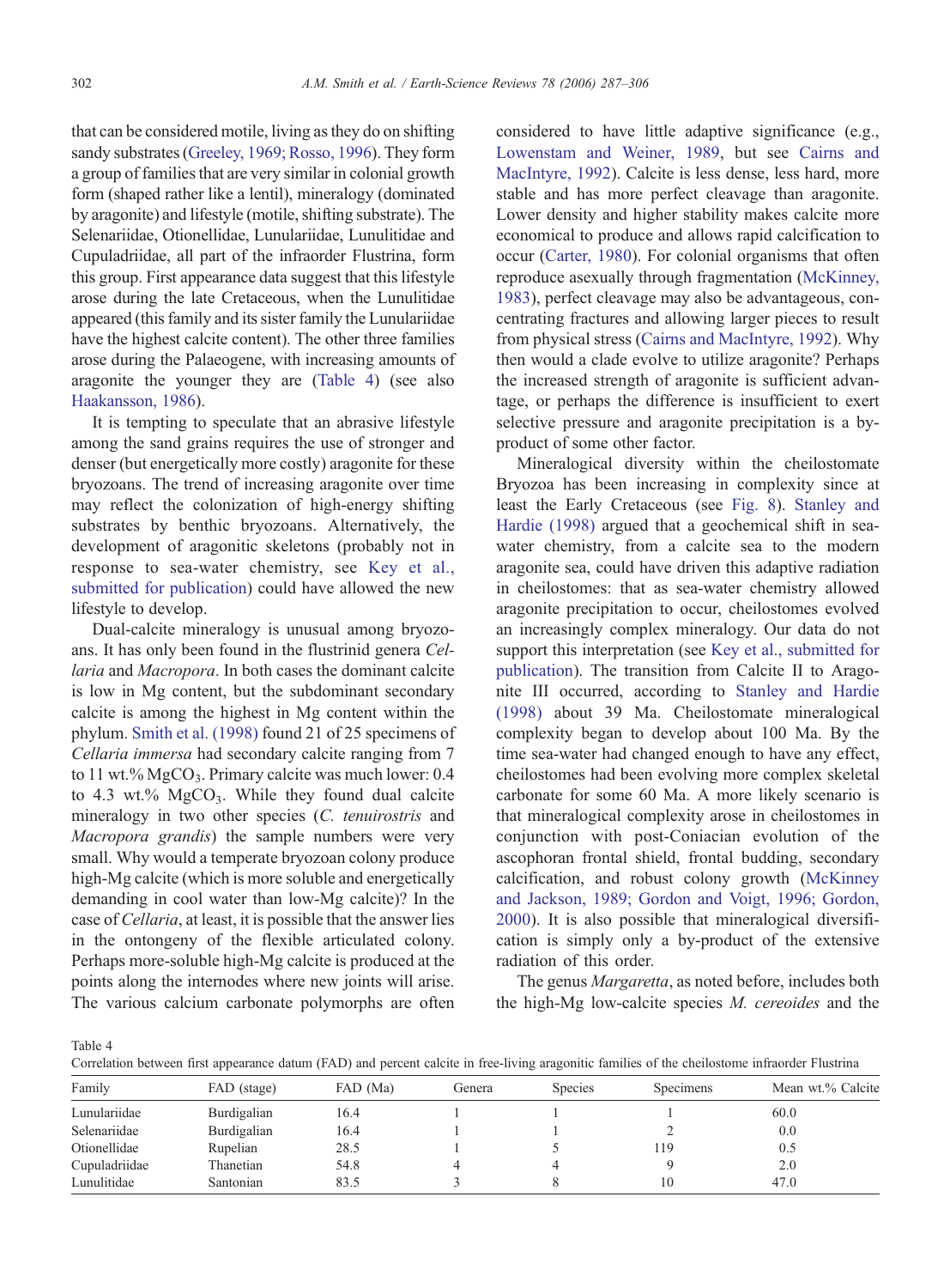that can be considered motile, living as they do on shifting sandy substrates (Greeley, 1969; Rosso, 1996). They form a group of families that are very similar in colonial growth form (shaped rather like a lentil), mineralogy (dominated by aragonite) and lifestyle (motile, shifting substrate). The Selenariidae, Otionellidae, Lunulariidae, Lunulitidae and Cupuladriidae, all part of the infraorder Flustrina, form this group. First appearance data suggest that this lifestyle arose during the late Cretaceous, when the Lunulitidae appeared (this family and its sister family the Lunulariidae have the highest calcite content). The other three families arose during the Palaeogene, with increasing amounts of aragonite the younger they are (Table 4) (see also Haakansson, 1986).

It is tempting to speculate that an abrasive lifestyle among the sand grains requires the use of stronger and denser (but energetically more costly) aragonite for these bryozoans. The trend of increasing aragonite over time may reflect the colonization of high-energy shifting substrates by benthic bryozoans. Alternatively, the development of aragonitic skeletons (probably not in response to sea-water chemistry, see Key et al., submitted for publication) could have allowed the new lifestyle to develop.

Dual-calcite mineralogy is unusual among bryozoans. It has only been found in the flustrinid genera *Cellaria* and *Macropora*. In both cases the dominant calcite is low in Mg content, but the subdominant secondary calcite is among the highest in Mg content within the phylum. Smith et al. (1998) found 21 of 25 specimens of *Cellaria immersa* had secondary calcite ranging from 7 to 11 wt.% $MgCO_3$. Primary calcite was much lower: 0.4 to 4.3 wt.% $MgCO_3$. While they found dual calcite mineralogy in two other species (*C. tenuirostris* and *Macropora grandis*) the sample numbers were very small. Why would a temperate bryozoan colony produce high-Mg calcite (which is more soluble and energetically demanding in cool water than low-Mg calcite)? In the case of *Cellaria*, at least, it is possible that the answer lies in the ontongeny of the flexible articulated colony. Perhaps more-soluble high-Mg calcite is produced at the points along the internodes where new joints will arise. The various calcium carbonate polymorphs are often considered to have little adaptive significance (e.g., Lowenstam and Weiner, 1989, but see Cairns and MacIntyre, 1992). Calcite is less dense, less hard, more stable and has more perfect cleavage than aragonite. Lower density and higher stability makes calcite more economical to produce and allows rapid calcification to occur (Carter, 1980). For colonial organisms that often reproduce asexually through fragmentation (McKinney, 1983), perfect cleavage may also be advantageous, concentrating fractures and allowing larger pieces to result from physical stress (Cairns and MacIntyre, 1992). Why then would a clade evolve to utilize aragonite? Perhaps the increased strength of aragonite is sufficient advantage, or perhaps the difference is insufficient to exert selective pressure and aragonite precipitation is a by-product of some other factor.

Mineralogical diversity within the cheilostomate Bryozoa has been increasing in complexity since at least the Early Cretaceous (see Fig. 8). Stanley and Hardie (1998) argued that a geochemical shift in sea-water chemistry, from a calcite sea to the modern aragonite sea, could have driven this adaptive radiation in cheilostomes: that as sea-water chemistry allowed aragonite precipitation to occur, cheilostomes evolved an increasingly complex mineralogy. Our data do not support this interpretation (see Key et al., submitted for publication). The transition from Calcite II to Aragonite III occurred, according to Stanley and Hardie (1998) about 39 Ma. Cheilostomate mineralogical complexity began to develop about 100 Ma. By the time sea-water had changed enough to have any effect, cheilostomes had been evolving more complex skeletal carbonate for some 60 Ma. A more likely scenario is that mineralogical complexity arose in cheilostomes in conjunction with post-Coniacian evolution of the ascophoran frontal shield, frontal budding, secondary calcification, and robust colony growth (McKinney and Jackson, 1989; Gordon and Voigt, 1996; Gordon, 2000). It is also possible that mineralogical diversification is simply only a by-product of the extensive radiation of this order.

The genus *Margaretta*, as noted before, includes both the high-Mg low-calcite species *M. cereoides* and the

Table 4
Correlation between first appearance datum (FAD) and percent calcite in free-living aragonitic families of the cheilostome infraorder Flustrina

| Family | FAD (stage) | FAD (Ma) | Genera | Species | Specimens | Mean wt.% Calcite |
|---|---|---|---|---|---|---|
| Lunulariidae | Burdigalian | 16.4 | 1 | 1 | 1 | 60.0 |
| Selenariidae | Burdigalian | 16.4 | 1 | 1 | 2 | 0.0 |
| Otionellidae | Rupelian | 28.5 | 1 | 5 | 119 | 0.5 |
| Cupuladriidae | Thanetian | 54.8 | 4 | 4 | 9 | 2.0 |
| Lunulitidae | Santonian | 83.5 | 3 | 8 | 10 | 47.0 |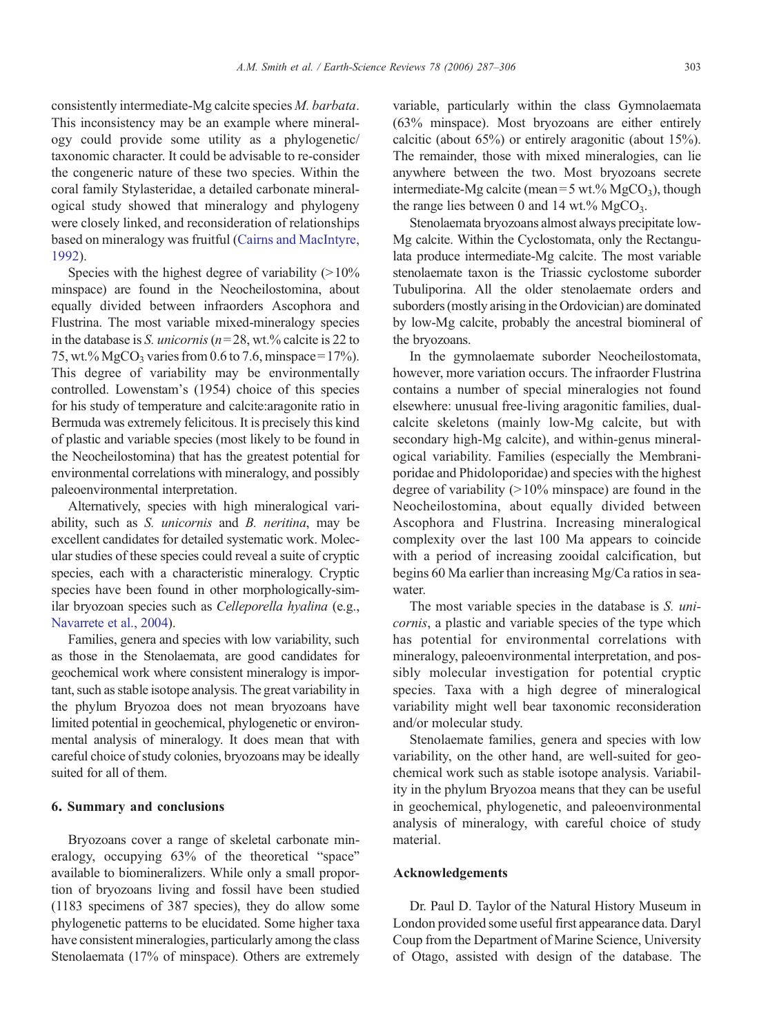consistently intermediate-Mg calcite species *M. barbata*. This inconsistency may be an example where mineralogy could provide some utility as a phylogenetic/taxonomic character. It could be advisable to re-consider the congeneric nature of these two species. Within the coral family Stylasteridae, a detailed carbonate mineralogical study showed that mineralogy and phylogeny were closely linked, and reconsideration of relationships based on mineralogy was fruitful (Cairns and MacIntyre, 1992).

Species with the highest degree of variability (>10% minspace) are found in the Neocheilostomina, about equally divided between infraorders Ascophora and Flustrina. The most variable mixed-mineralogy species in the database is *S. unicornis* ($n = 28$, wt.% calcite is 22 to 75, wt.% $MgCO_3$ varies from 0.6 to 7.6, minspace = 17%). This degree of variability may be environmentally controlled. Lowenstam's (1954) choice of this species for his study of temperature and calcite:aragonite ratio in Bermuda was extremely felicitous. It is precisely this kind of plastic and variable species (most likely to be found in the Neocheilostomina) that has the greatest potential for environmental correlations with mineralogy, and possibly paleoenvironmental interpretation.

Alternatively, species with high mineralogical variability, such as *S. unicornis* and *B. neritina*, may be excellent candidates for detailed systematic work. Molecular studies of these species could reveal a suite of cryptic species, each with a characteristic mineralogy. Cryptic species have been found in other morphologically-similar bryozoan species such as *Celleporella hyalina* (e.g., Navarrete et al., 2004).

Families, genera and species with low variability, such as those in the Stenolaemata, are good candidates for geochemical work where consistent mineralogy is important, such as stable isotope analysis. The great variability in the phylum Bryozoa does not mean bryozoans have limited potential in geochemical, phylogenetic or environmental analysis of mineralogy. It does mean that with careful choice of study colonies, bryozoans may be ideally suited for all of them.

## 6. Summary and conclusions

Bryozoans cover a range of skeletal carbonate mineralogy, occupying 63% of the theoretical "space" available to biomineralizers. While only a small proportion of bryozoans living and fossil have been studied (1183 specimens of 387 species), they do allow some phylogenetic patterns to be elucidated. Some higher taxa have consistent mineralogies, particularly among the class Stenolaemata (17% of minspace). Others are extremely variable, particularly within the class Gymnolaemata (63% minspace). Most bryozoans are either entirely calcitic (about 65%) or entirely aragonitic (about 15%). The remainder, those with mixed mineralogies, can lie anywhere between the two. Most bryozoans secrete intermediate-Mg calcite (mean = 5 wt.% $MgCO_3$), though the range lies between 0 and 14 wt.% $MgCO_3$.

Stenolaemata bryozoans almost always precipitate low-Mg calcite. Within the Cyclostomata, only the Rectangulata produce intermediate-Mg calcite. The most variable stenolaemate taxon is the Triassic cyclostome suborder Tubuliporina. All the older stenolaemate orders and suborders (mostly arising in the Ordovician) are dominated by low-Mg calcite, probably the ancestral biomineral of the bryozoans.

In the gymnolaemate suborder Neocheilostomata, however, more variation occurs. The infraorder Flustrina contains a number of special mineralogies not found elsewhere: unusual free-living aragonitic families, dual-calcite skeletons (mainly low-Mg calcite, but with secondary high-Mg calcite), and within-genus mineralogical variability. Families (especially the Membraniporidae and Phidoloporidae) and species with the highest degree of variability (>10% minspace) are found in the Neocheilostomina, about equally divided between Ascophora and Flustrina. Increasing mineralogical complexity over the last 100 Ma appears to coincide with a period of increasing zooidal calcification, but begins 60 Ma earlier than increasing Mg/Ca ratios in seawater.

The most variable species in the database is *S. unicornis*, a plastic and variable species of the type which has potential for environmental correlations with mineralogy, paleoenvironmental interpretation, and possibly molecular investigation for potential cryptic species. Taxa with a high degree of mineralogical variability might well bear taxonomic reconsideration and/or molecular study.

Stenolaemate families, genera and species with low variability, on the other hand, are well-suited for geochemical work such as stable isotope analysis. Variability in the phylum Bryozoa means that they can be useful in geochemical, phylogenetic, and paleoenvironmental analysis of mineralogy, with careful choice of study material.

## Acknowledgements

Dr. Paul D. Taylor of the Natural History Museum in London provided some useful first appearance data. Daryl Coup from the Department of Marine Science, University of Otago, assisted with design of the database. The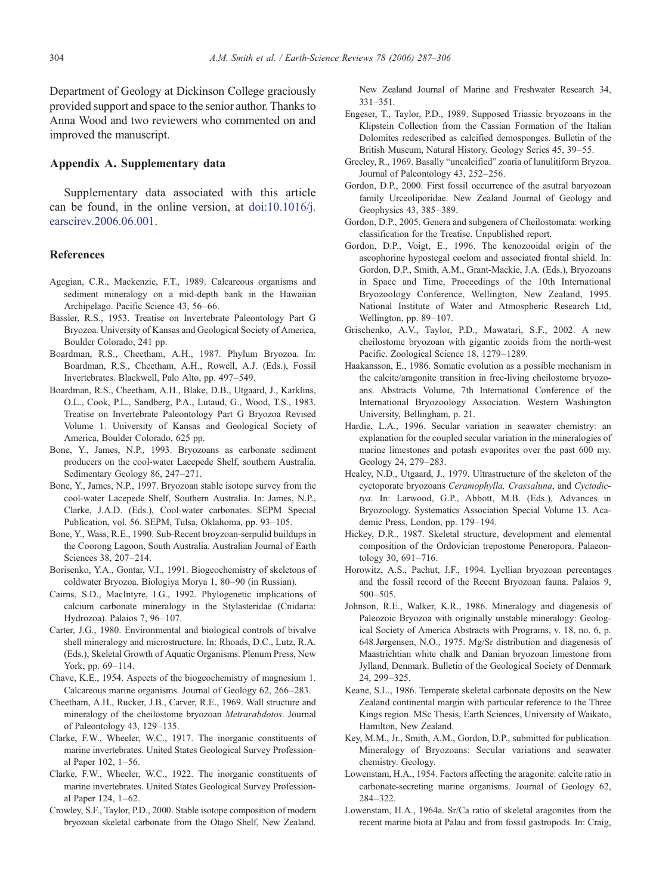Department of Geology at Dickinson College graciously provided support and space to the senior author. Thanks to Anna Wood and two reviewers who commented on and improved the manuscript.

## Appendix A. Supplementary data

Supplementary data associated with this article can be found, in the online version, at doi:10.1016/j.earscirev.2006.06.001.

## References

Agegian, C.R., Mackenzie, F.T., 1989. Calcareous organisms and sediment mineralogy on a mid-depth bank in the Hawaiian Archipelago. Pacific Science 43, 56–66.

Bassler, R.S., 1953. Treatise on Invertebrate Paleontology Part G Bryozoa. University of Kansas and Geological Society of America, Boulder Colorado, 241 pp.

Boardman, R.S., Cheetham, A.H., 1987. Phylum Bryozoa. In: Boardman, R.S., Cheetham, A.H., Rowell, A.J. (Eds.), Fossil Invertebrates. Blackwell, Palo Alto, pp. 497–549.

Boardman, R.S., Cheetham, A.H., Blake, D.B., Utgaard, J., Karklins, O.L., Cook, P.L., Sandberg, P.A., Lutaud, G., Wood, T.S., 1983. Treatise on Invertebrate Paleontology Part G Bryozoa Revised Volume 1. University of Kansas and Geological Society of America, Boulder Colorado, 625 pp.

Bone, Y., James, N.P., 1993. Bryozoans as carbonate sediment producers on the cool-water Lacepede Shelf, southern Australia. Sedimentary Geology 86, 247–271.

Bone, Y., James, N.P., 1997. Bryozoan stable isotope survey from the cool-water Lacepede Shelf, Southern Australia. In: James, N.P., Clarke, J.A.D. (Eds.), Cool-water carbonates. SEPM Special Publication, vol. 56. SEPM, Tulsa, Oklahoma, pp. 93–105.

Bone, Y., Wass, R.E., 1990. Sub-Recent broyzoan-serpulid buildups in the Coorong Lagoon, South Australia. Australian Journal of Earth Sciences 38, 207–214.

Borisenko, Y.A., Gontar, V.I., 1991. Biogeochemistry of skeletons of coldwater Bryozoa. Biologiya Morya 1, 80–90 (in Russian).

Cairns, S.D., MacIntyre, I.G., 1992. Phylogenetic implications of calcium carbonate mineralogy in the Stylasteridae (Cnidaria: Hydrozoa). Palaios 7, 96–107.

Carter, J.G., 1980. Environmental and biological controls of bivalve shell mineralogy and microstructure. In: Rhoads, D.C., Lutz, R.A. (Eds.), Skeletal Growth of Aquatic Organisms. Plenum Press, New York, pp. 69–114.

Chave, K.E., 1954. Aspects of the biogeochemistry of magnesium 1. Calcareous marine organisms. Journal of Geology 62, 266–283.

Cheetham, A.H., Rucker, J.B., Carver, R.E., 1969. Wall structure and mineralogy of the cheilostome bryozoan *Metrarabdotos*. Journal of Paleontology 43, 129–135.

Clarke, F.W., Wheeler, W.C., 1917. The inorganic constituents of marine invertebrates. United States Geological Survey Professional Paper 102, 1–56.

Clarke, F.W., Wheeler, W.C., 1922. The inorganic constituents of marine invertebrates. United States Geological Survey Professional Paper 124, 1–62.

Crowley, S.F., Taylor, P.D., 2000. Stable isotope composition of modern bryozoan skeletal carbonate from the Otago Shelf, New Zealand. New Zealand Journal of Marine and Freshwater Research 34, 331–351.

Engeser, T., Taylor, P.D., 1989. Supposed Triassic bryozoans in the Klipstein Collection from the Cassian Formation of the Italian Dolomites redescribed as calcified demosponges. Bulletin of the British Museum, Natural History. Geology Series 45, 39–55.

Greeley, R., 1969. Basally "uncalcified" zoaria of lunulitiform Bryzoa. Journal of Paleontology 43, 252–256.

Gordon, D.P., 2000. First fossil occurrence of the asutral baryozoan family Urceoliporidae. New Zealand Journal of Geology and Geophysics 43, 385–389.

Gordon, D.P., 2005. Genera and subgenera of Cheilostomata: working classification for the Treatise. Unpublished report.

Gordon, D.P., Voigt, E., 1996. The kenozooidal origin of the ascophorine hypostegal coelom and associated frontal shield. In: Gordon, D.P., Smith, A.M., Grant-Mackie, J.A. (Eds.), Bryozoans in Space and Time, Proceedings of the 10th International Bryozoology Conference, Wellington, New Zealand, 1995. National Institute of Water and Atmospheric Research Ltd, Wellington, pp. 89–107.

Grischenko, A.V., Taylor, P.D., Mawatari, S.F., 2002. A new cheilostome bryozoan with gigantic zooids from the north-west Pacific. Zoological Science 18, 1279–1289.

Haakansson, E., 1986. Somatic evolution as a possible mechanism in the calcite/aragonite transition in free-living cheilostome bryozoans. Abstracts Volume, 7th International Conference of the International Bryozoology Association. Western Washington University, Bellingham, p. 21.

Hardie, L.A., 1996. Secular variation in seawater chemistry: an explanation for the coupled secular variation in the mineralogies of marine limestones and potash evaporites over the past 600 my. Geology 24, 279–283.

Healey, N.D., Utgaard, J., 1979. Ultrastructure of the skeleton of the cyctoporate bryozoans *Ceramophylla, Crassaluna*, and *Cyctodictya*. In: Larwood, G.P., Abbott, M.B. (Eds.), Advances in Bryozoology. Systematics Association Special Volume 13. Academic Press, London, pp. 179–194.

Hickey, D.R., 1987. Skeletal structure, development and elemental composition of the Ordovician trepostome Peneropora. Palaeontology 30, 691–716.

Horowitz, A.S., Pachut, J.F., 1994. Lyellian bryozoan percentages and the fossil record of the Recent Bryozoan fauna. Palaios 9, 500–505.

Johnson, R.E., Walker, K.R., 1986. Mineralogy and diagenesis of Paleozoic Bryozoa with originally unstable mineralogy: Geological Society of America Abstracts with Programs, v. 18, no. 6, p. 648.Jørgensen, N.O., 1975. Mg/Sr distribution and diagenesis of Maastrichtian white chalk and Danian bryozoan limestone from Jylland, Denmark. Bulletin of the Geological Society of Denmark 24, 299–325.

Keane, S.L., 1986. Temperate skeletal carbonate deposits on the New Zealand continental margin with particular reference to the Three Kings region. MSc Thesis, Earth Sciences, University of Waikato, Hamilton, New Zealand.

Key, M.M., Jr., Smith, A.M., Gordon, D.P., submitted for publication. Mineralogy of Bryozoans: Secular variations and seawater chemistry. Geology.

Lowenstam, H.A., 1954. Factors affecting the aragonite: calcite ratio in carbonate-secreting marine organisms. Journal of Geology 62, 284–322.

Lowenstam, H.A., 1964a. Sr/Ca ratio of skeletal aragonites from the recent marine biota at Palau and from fossil gastropods. In: Craig,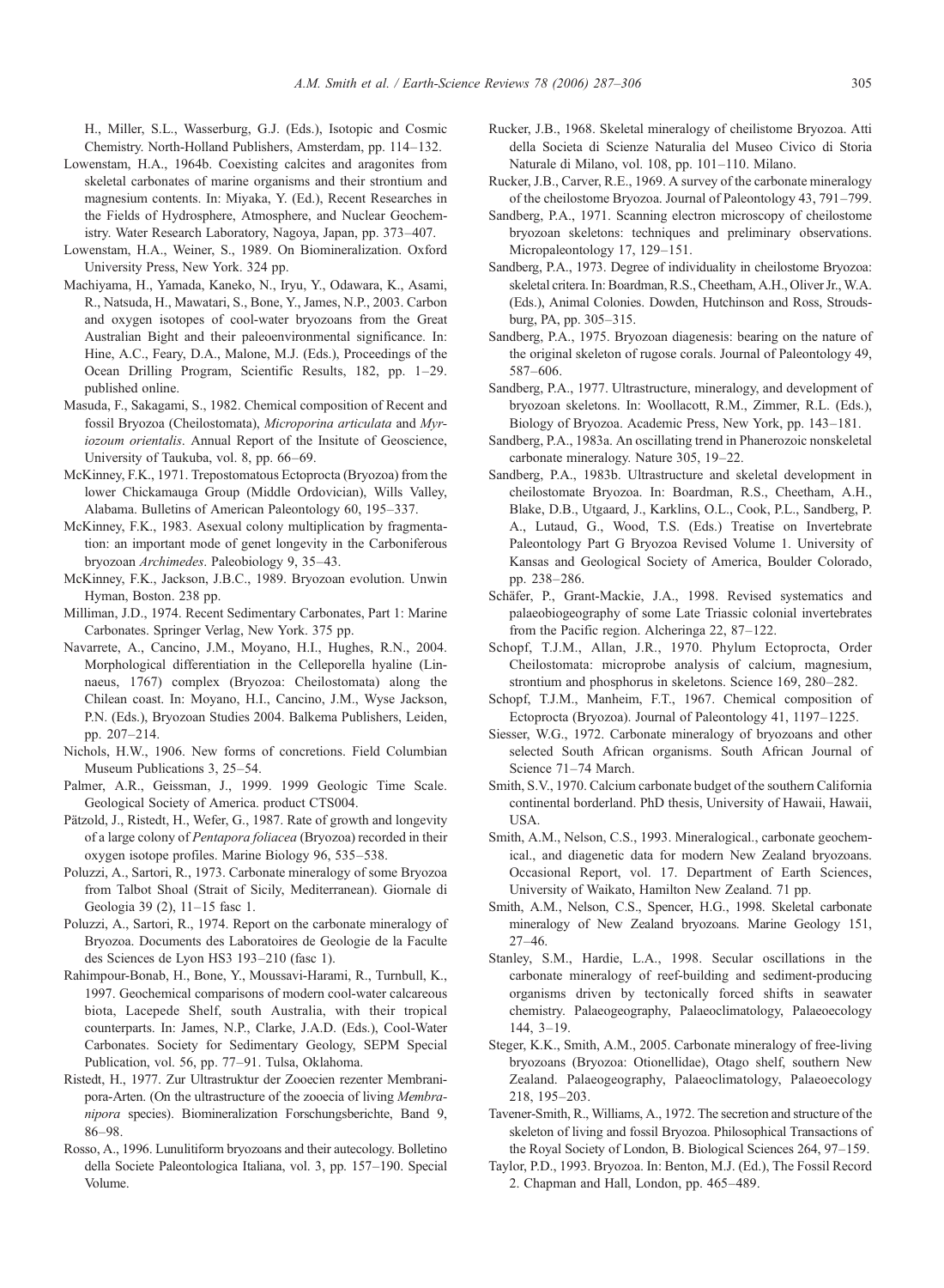H., Miller, S.L., Wasserburg, G.J. (Eds.), Isotopic and Cosmic Chemistry. North-Holland Publishers, Amsterdam, pp. 114–132.

Lowenstam, H.A., 1964b. Coexisting calcites and aragonites from skeletal carbonates of marine organisms and their strontium and magnesium contents. In: Miyaka, Y. (Ed.), Recent Researches in the Fields of Hydrosphere, Atmosphere, and Nuclear Geochemistry. Water Research Laboratory, Nagoya, Japan, pp. 373–407.

Lowenstam, H.A., Weiner, S., 1989. On Biomineralization. Oxford University Press, New York. 324 pp.

Machiyama, H., Yamada, Kaneko, N., Iryu, Y., Odawara, K., Asami, R., Natsuda, H., Mawatari, S., Bone, Y., James, N.P., 2003. Carbon and oxygen isotopes of cool-water bryozoans from the Great Australian Bight and their paleoenvironmental significance. In: Hine, A.C., Feary, D.A., Malone, M.J. (Eds.), Proceedings of the Ocean Drilling Program, Scientific Results, 182, pp. 1–29. published online.

Masuda, F., Sakagami, S., 1982. Chemical composition of Recent and fossil Bryozoa (Cheilostomata), *Microporina articulata* and *Myriozoum orientalis*. Annual Report of the Insitute of Geoscience, University of Taukuba, vol. 8, pp. 66–69.

McKinney, F.K., 1971. Trepostomatous Ectoprocta (Bryozoa) from the lower Chickamauga Group (Middle Ordovician), Wills Valley, Alabama. Bulletins of American Paleontology 60, 195–337.

McKinney, F.K., 1983. Asexual colony multiplication by fragmentation: an important mode of genet longevity in the Carboniferous bryozoan *Archimedes*. Paleobiology 9, 35–43.

McKinney, F.K., Jackson, J.B.C., 1989. Bryozoan evolution. Unwin Hyman, Boston. 238 pp.

Milliman, J.D., 1974. Recent Sedimentary Carbonates, Part 1: Marine Carbonates. Springer Verlag, New York. 375 pp.

Navarrete, A., Cancino, J.M., Moyano, H.I., Hughes, R.N., 2004. Morphological differentiation in the Celleporella hyaline (Linnaeus, 1767) complex (Bryozoa: Cheilostomata) along the Chilean coast. In: Moyano, H.I., Cancino, J.M., Wyse Jackson, P.N. (Eds.), Bryozoan Studies 2004. Balkema Publishers, Leiden, pp. 207–214.

Nichols, H.W., 1906. New forms of concretions. Field Columbian Museum Publications 3, 25–54.

Palmer, A.R., Geissman, J., 1999. 1999 Geologic Time Scale. Geological Society of America. product CTS004.

Pätzold, J., Ristedt, H., Wefer, G., 1987. Rate of growth and longevity of a large colony of *Pentapora foliacea* (Bryozoa) recorded in their oxygen isotope profiles. Marine Biology 96, 535–538.

Poluzzi, A., Sartori, R., 1973. Carbonate mineralogy of some Bryozoa from Talbot Shoal (Strait of Sicily, Mediterranean). Giornale di Geologia 39 (2), 11–15 fasc 1.

Poluzzi, A., Sartori, R., 1974. Report on the carbonate mineralogy of Bryozoa. Documents des Laboratoires de Geologie de la Faculte des Sciences de Lyon HS3 193–210 (fasc 1).

Rahimpour-Bonab, H., Bone, Y., Moussavi-Harami, R., Turnbull, K., 1997. Geochemical comparisons of modern cool-water calcareous biota, Lacepede Shelf, south Australia, with their tropical counterparts. In: James, N.P., Clarke, J.A.D. (Eds.), Cool-Water Carbonates. Society for Sedimentary Geology, SEPM Special Publication, vol. 56, pp. 77–91. Tulsa, Oklahoma.

Ristedt, H., 1977. Zur Ultrastruktur der Zooecien rezenter Membranipora-Arten. (On the ultrastructure of the zooecia of living *Membranipora* species). Biomineralization Forschungsberichte, Band 9, 86–98.

Rosso, A., 1996. Lunulitiform bryozoans and their autecology. Bolletino della Societe Paleontologica Italiana, vol. 3, pp. 157–190. Special Volume.

Rucker, J.B., 1968. Skeletal mineralogy of cheilistome Bryozoa. Atti della Societa di Scienze Naturalia del Museo Civico di Storia Naturale di Milano, vol. 108, pp. 101–110. Milano.

Rucker, J.B., Carver, R.E., 1969. A survey of the carbonate mineralogy of the cheilostome Bryozoa. Journal of Paleontology 43, 791–799.

Sandberg, P.A., 1971. Scanning electron microscopy of cheilostome bryozoan skeletons: techniques and preliminary observations. Micropaleontology 17, 129–151.

Sandberg, P.A., 1973. Degree of individuality in cheilostome Bryozoa: skeletal criteria. In: Boardman, R.S., Cheetham, A.H., Oliver Jr., W.A. (Eds.), Animal Colonies. Dowden, Hutchinson and Ross, Stroudsburg, PA, pp. 305–315.

Sandberg, P.A., 1975. Bryozoan diagenesis: bearing on the nature of the original skeleton of rugose corals. Journal of Paleontology 49, 587–606.

Sandberg, P.A., 1977. Ultrastructure, mineralogy, and development of bryozoan skeletons. In: Woollacott, R.M., Zimmer, R.L. (Eds.), Biology of Bryozoa. Academic Press, New York, pp. 143–181.

Sandberg, P.A., 1983a. An oscillating trend in Phanerozoic nonskeletal carbonate mineralogy. Nature 305, 19–22.

Sandberg, P.A., 1983b. Ultrastructure and skeletal development in cheilostomate Bryozoa. In: Boardman, R.S., Cheetham, A.H., Blake, D.B., Utgaard, J., Karklins, O.L., Cook, P.L., Sandberg, P. A., Lutaud, G., Wood, T.S. (Eds.) Treatise on Invertebrate Paleontology Part G Bryozoa Revised Volume 1. University of Kansas and Geological Society of America, Boulder Colorado, pp. 238–286.

Schäfer, P., Grant-Mackie, J.A., 1998. Revised systematics and palaeobiogeography of some Late Triassic colonial invertebrates from the Pacific region. Alcheringa 22, 87–122.

Schopf, T.J.M., Allan, J.R., 1970. Phylum Ectoprocta, Order Cheilostomata: microprobe analysis of calcium, magnesium, strontium and phosphorus in skeletons. Science 169, 280–282.

Schopf, T.J.M., Manheim, F.T., 1967. Chemical composition of Ectoprocta (Bryozoa). Journal of Paleontology 41, 1197–1225.

Siesser, W.G., 1972. Carbonate mineralogy of bryozoans and other selected South African organisms. South African Journal of Science 71–74 March.

Smith, S.V., 1970. Calcium carbonate budget of the southern California continental borderland. PhD thesis, University of Hawaii, Hawaii, USA.

Smith, A.M., Nelson, C.S., 1993. Mineralogical., carbonate geochemical., and diagenetic data for modern New Zealand bryozoans. Occasional Report, vol. 17. Department of Earth Sciences, University of Waikato, Hamilton New Zealand. 71 pp.

Smith, A.M., Nelson, C.S., Spencer, H.G., 1998. Skeletal carbonate mineralogy of New Zealand bryozoans. Marine Geology 151, 27–46.

Stanley, S.M., Hardie, L.A., 1998. Secular oscillations in the carbonate mineralogy of reef-building and sediment-producing organisms driven by tectonically forced shifts in seawater chemistry. Palaeogeography, Palaeoclimatology, Palaeoecology 144, 3–19.

Steger, K.K., Smith, A.M., 2005. Carbonate mineralogy of free-living bryozoans (Bryozoa: Otionellidae), Otago shelf, southern New Zealand. Palaeogeography, Palaeoclimatology, Palaeoecology 218, 195–203.

Tavener-Smith, R., Williams, A., 1972. The secretion and structure of the skeleton of living and fossil Bryozoa. Philosophical Transactions of the Royal Society of London, B. Biological Sciences 264, 97–159.

Taylor, P.D., 1993. Bryozoa. In: Benton, M.J. (Ed.), The Fossil Record 2. Chapman and Hall, London, pp. 465–489.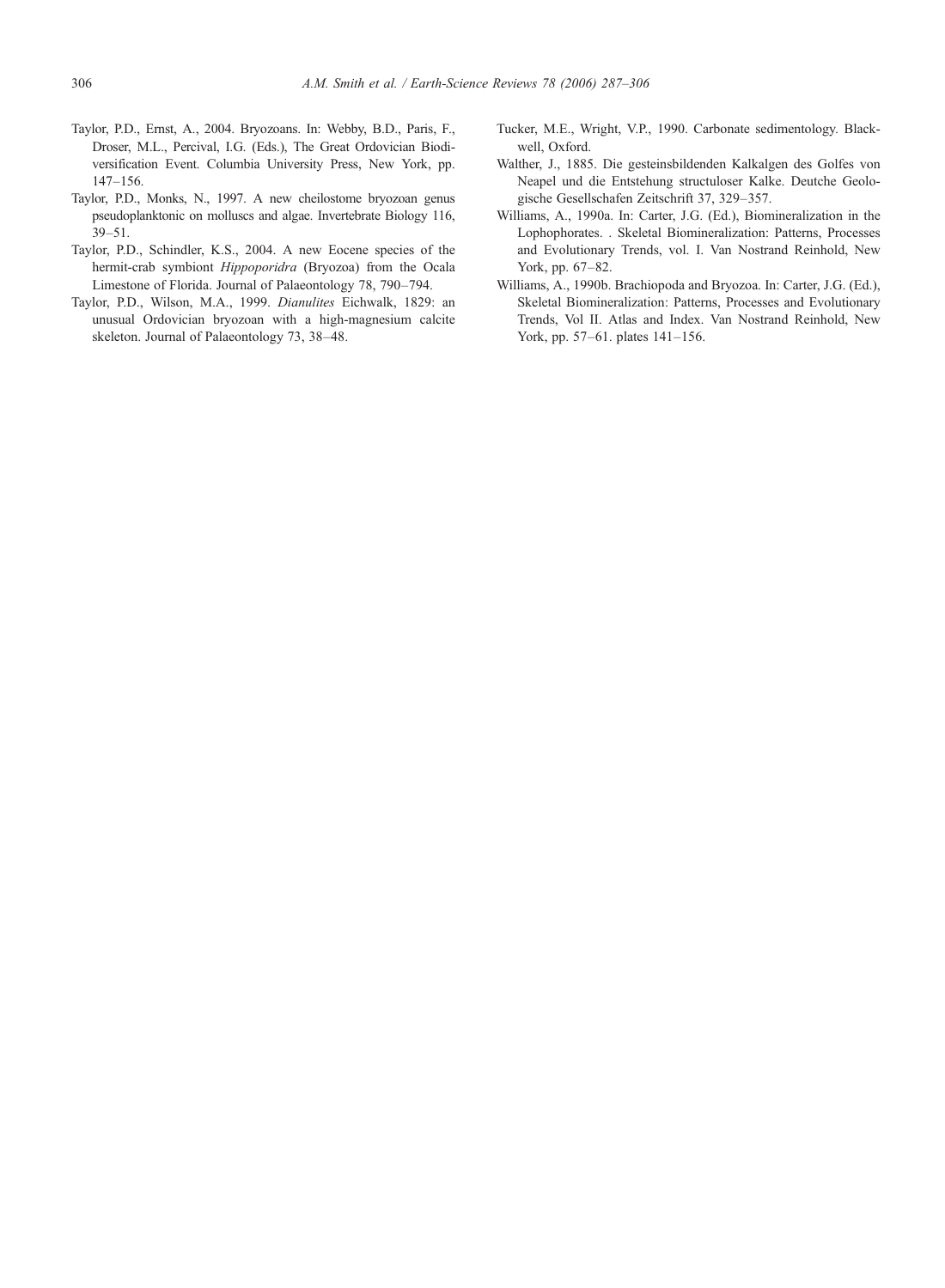Taylor, P.D., Ernst, A., 2004. Bryozoans. In: Webby, B.D., Paris, F., Droser, M.L., Percival, I.G. (Eds.), The Great Ordovician Biodiversification Event. Columbia University Press, New York, pp. 147–156.

Taylor, P.D., Monks, N., 1997. A new cheilostome bryozoan genus pseudoplanktonic on molluscs and algae. Invertebrate Biology 116, 39–51.

Taylor, P.D., Schindler, K.S., 2004. A new Eocene species of the hermit-crab symbiont *Hippoporidra* (Bryozoa) from the Ocala Limestone of Florida. Journal of Palaeontology 78, 790–794.

Taylor, P.D., Wilson, M.A., 1999. *Dianulites* Eichwalk, 1829: an unusual Ordovician bryozoan with a high-magnesium calcite skeleton. Journal of Palaeontology 73, 38–48.

Tucker, M.E., Wright, V.P., 1990. Carbonate sedimentology. Blackwell, Oxford.

Walther, J., 1885. Die gesteinsbildenden Kalkalgen des Golfes von Neapel und die Entstehung structuloser Kalke. Deutche Geologische Gesellschafen Zeitschrift 37, 329–357.

Williams, A., 1990a. In: Carter, J.G. (Ed.), Biomineralization in the Lophophorates. . Skeletal Biomineralization: Patterns, Processes and Evolutionary Trends, vol. I. Van Nostrand Reinhold, New York, pp. 67–82.

Williams, A., 1990b. Brachiopoda and Bryozoa. In: Carter, J.G. (Ed.), Skeletal Biomineralization: Patterns, Processes and Evolutionary Trends, Vol II. Atlas and Index. Van Nostrand Reinhold, New York, pp. 57–61. plates 141–156.